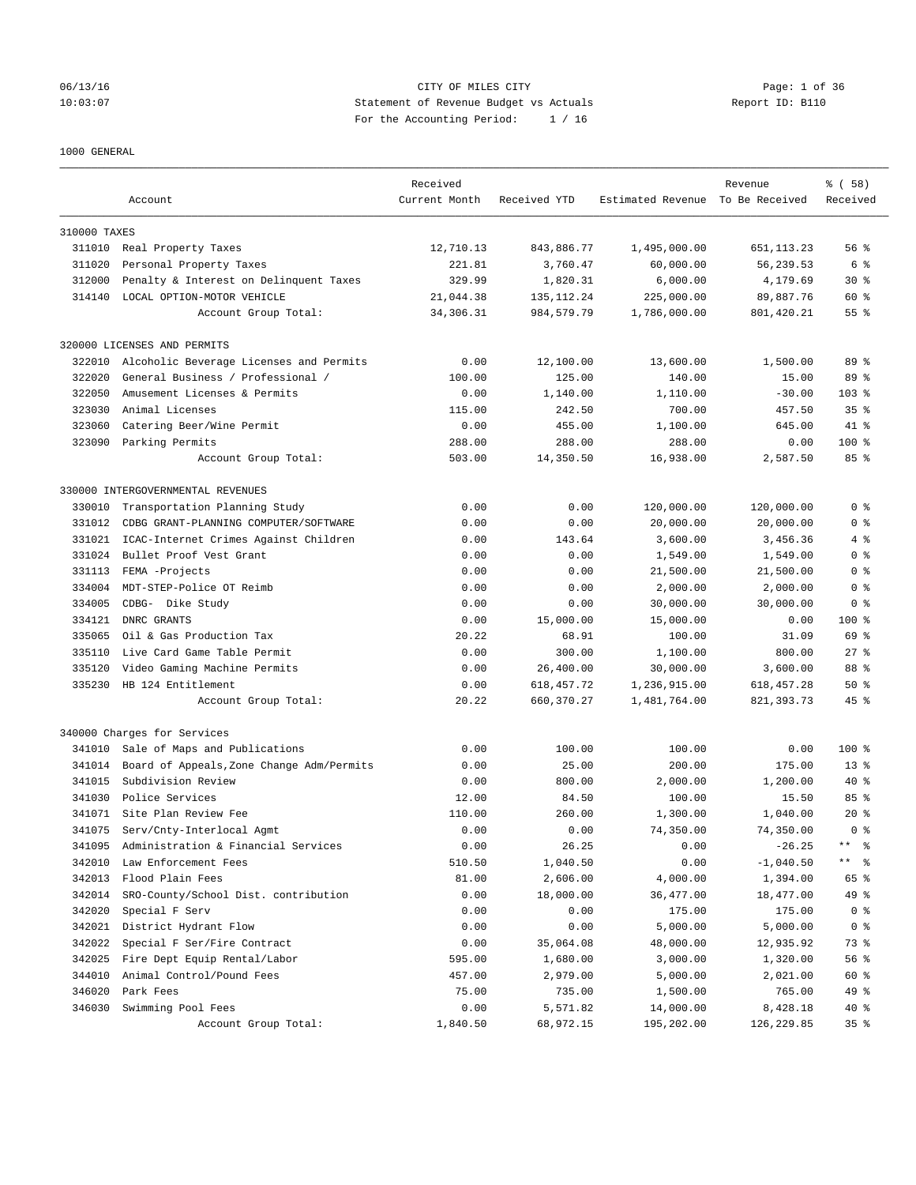CITY OF MILES CITY
Statement of Revenue Budget vs Actuals
For the Accounting Period: 1 / 16

06/13/16
10:03:07

Report ID: B110

1000 GENERAL

| | Account | Received Current Month | Received YTD | Estimated Revenue | Revenue To Be Received | % ( 58) Received |
|---|---|---|---|---|---|---|
| 310000 TAXES | | | | | | |
| 311010 | Real Property Taxes | 12,710.13 | 843,886.77 | 1,495,000.00 | 651,113.23 | 56 % |
| 311020 | Personal Property Taxes | 221.81 | 3,760.47 | 60,000.00 | 56,239.53 | 6 % |
| 312000 | Penalty & Interest on Delinquent Taxes | 329.99 | 1,820.31 | 6,000.00 | 4,179.69 | 30 % |
| 314140 | LOCAL OPTION-MOTOR VEHICLE | 21,044.38 | 135,112.24 | 225,000.00 | 89,887.76 | 60 % |
| | Account Group Total: | 34,306.31 | 984,579.79 | 1,786,000.00 | 801,420.21 | 55 % |
| 320000 LICENSES AND PERMITS | | | | | | |
| 322010 | Alcoholic Beverage Licenses and Permits | 0.00 | 12,100.00 | 13,600.00 | 1,500.00 | 89 % |
| 322020 | General Business / Professional / | 100.00 | 125.00 | 140.00 | 15.00 | 89 % |
| 322050 | Amusement Licenses & Permits | 0.00 | 1,140.00 | 1,110.00 | -30.00 | 103 % |
| 323030 | Animal Licenses | 115.00 | 242.50 | 700.00 | 457.50 | 35 % |
| 323060 | Catering Beer/Wine Permit | 0.00 | 455.00 | 1,100.00 | 645.00 | 41 % |
| 323090 | Parking Permits | 288.00 | 288.00 | 288.00 | 0.00 | 100 % |
| | Account Group Total: | 503.00 | 14,350.50 | 16,938.00 | 2,587.50 | 85 % |
| 330000 INTERGOVERNMENTAL REVENUES | | | | | | |
| 330010 | Transportation Planning Study | 0.00 | 0.00 | 120,000.00 | 120,000.00 | 0 % |
| 331012 | CDBG GRANT-PLANNING COMPUTER/SOFTWARE | 0.00 | 0.00 | 20,000.00 | 20,000.00 | 0 % |
| 331021 | ICAC-Internet Crimes Against Children | 0.00 | 143.64 | 3,600.00 | 3,456.36 | 4 % |
| 331024 | Bullet Proof Vest Grant | 0.00 | 0.00 | 1,549.00 | 1,549.00 | 0 % |
| 331113 | FEMA -Projects | 0.00 | 0.00 | 21,500.00 | 21,500.00 | 0 % |
| 334004 | MDT-STEP-Police OT Reimb | 0.00 | 0.00 | 2,000.00 | 2,000.00 | 0 % |
| 334005 | CDBG- Dike Study | 0.00 | 0.00 | 30,000.00 | 30,000.00 | 0 % |
| 334121 | DNRC GRANTS | 0.00 | 15,000.00 | 15,000.00 | 0.00 | 100 % |
| 335065 | Oil & Gas Production Tax | 20.22 | 68.91 | 100.00 | 31.09 | 69 % |
| 335110 | Live Card Game Table Permit | 0.00 | 300.00 | 1,100.00 | 800.00 | 27 % |
| 335120 | Video Gaming Machine Permits | 0.00 | 26,400.00 | 30,000.00 | 3,600.00 | 88 % |
| 335230 | HB 124 Entitlement | 0.00 | 618,457.72 | 1,236,915.00 | 618,457.28 | 50 % |
| | Account Group Total: | 20.22 | 660,370.27 | 1,481,764.00 | 821,393.73 | 45 % |
| 340000 Charges for Services | | | | | | |
| 341010 | Sale of Maps and Publications | 0.00 | 100.00 | 100.00 | 0.00 | 100 % |
| 341014 | Board of Appeals,Zone Change Adm/Permits | 0.00 | 25.00 | 200.00 | 175.00 | 13 % |
| 341015 | Subdivision Review | 0.00 | 800.00 | 2,000.00 | 1,200.00 | 40 % |
| 341030 | Police Services | 12.00 | 84.50 | 100.00 | 15.50 | 85 % |
| 341071 | Site Plan Review Fee | 110.00 | 260.00 | 1,300.00 | 1,040.00 | 20 % |
| 341075 | Serv/Cnty-Interlocal Agmt | 0.00 | 0.00 | 74,350.00 | 74,350.00 | 0 % |
| 341095 | Administration & Financial Services | 0.00 | 26.25 | 0.00 | -26.25 | ** % |
| 342010 | Law Enforcement Fees | 510.50 | 1,040.50 | 0.00 | -1,040.50 | ** % |
| 342013 | Flood Plain Fees | 81.00 | 2,606.00 | 4,000.00 | 1,394.00 | 65 % |
| 342014 | SRO-County/School Dist. contribution | 0.00 | 18,000.00 | 36,477.00 | 18,477.00 | 49 % |
| 342020 | Special F Serv | 0.00 | 0.00 | 175.00 | 175.00 | 0 % |
| 342021 | District Hydrant Flow | 0.00 | 0.00 | 5,000.00 | 5,000.00 | 0 % |
| 342022 | Special F Ser/Fire Contract | 0.00 | 35,064.08 | 48,000.00 | 12,935.92 | 73 % |
| 342025 | Fire Dept Equip Rental/Labor | 595.00 | 1,680.00 | 3,000.00 | 1,320.00 | 56 % |
| 344010 | Animal Control/Pound Fees | 457.00 | 2,979.00 | 5,000.00 | 2,021.00 | 60 % |
| 346020 | Park Fees | 75.00 | 735.00 | 1,500.00 | 765.00 | 49 % |
| 346030 | Swimming Pool Fees | 0.00 | 5,571.82 | 14,000.00 | 8,428.18 | 40 % |
| | Account Group Total: | 1,840.50 | 68,972.15 | 195,202.00 | 126,229.85 | 35 % |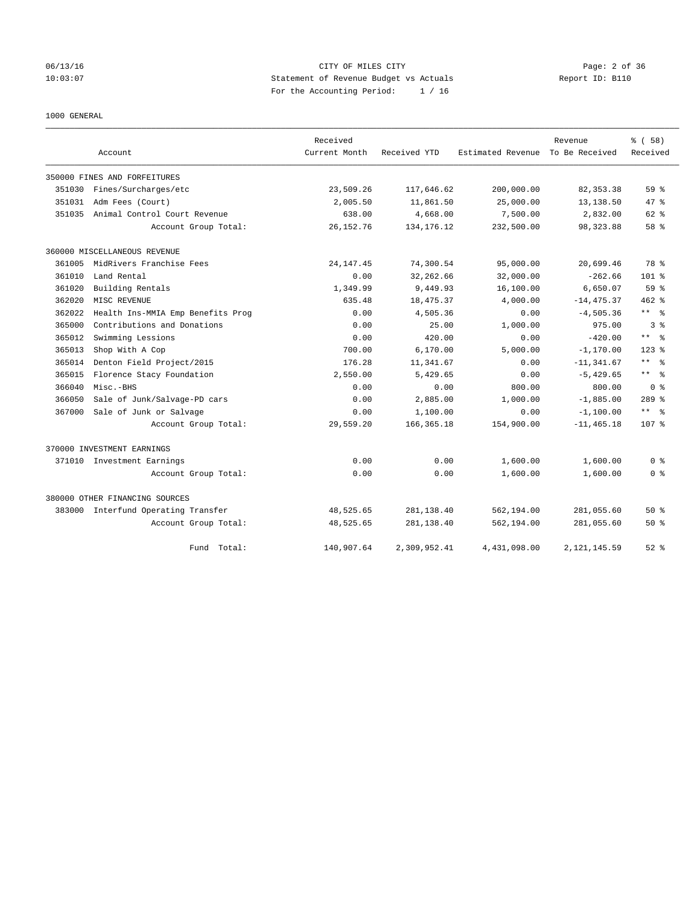CITY OF MILES CITY
Statement of Revenue Budget vs Actuals
For the Accounting Period: 1 / 16

1000 GENERAL

| Account | | Received Current Month | Received YTD | Estimated Revenue | Revenue To Be Received | % ( 58) Received |
|---|---|---|---|---|---|---|
| 350000 FINES AND FORFEITURES | | | | | | |
| 351030 | Fines/Surcharges/etc | 23,509.26 | 117,646.62 | 200,000.00 | 82,353.38 | 59 % |
| 351031 | Adm Fees (Court) | 2,005.50 | 11,861.50 | 25,000.00 | 13,138.50 | 47 % |
| 351035 | Animal Control Court Revenue | 638.00 | 4,668.00 | 7,500.00 | 2,832.00 | 62 % |
| | Account Group Total: | 26,152.76 | 134,176.12 | 232,500.00 | 98,323.88 | 58 % |
| 360000 MISCELLANEOUS REVENUE | | | | | | |
| 361005 | MidRivers Franchise Fees | 24,147.45 | 74,300.54 | 95,000.00 | 20,699.46 | 78 % |
| 361010 | Land Rental | 0.00 | 32,262.66 | 32,000.00 | -262.66 | 101 % |
| 361020 | Building Rentals | 1,349.99 | 9,449.93 | 16,100.00 | 6,650.07 | 59 % |
| 362020 | MISC REVENUE | 635.48 | 18,475.37 | 4,000.00 | -14,475.37 | 462 % |
| 362022 | Health Ins-MMIA Emp Benefits Prog | 0.00 | 4,505.36 | 0.00 | -4,505.36 | ** % |
| 365000 | Contributions and Donations | 0.00 | 25.00 | 1,000.00 | 975.00 | 3 % |
| 365012 | Swimming Lessions | 0.00 | 420.00 | 0.00 | -420.00 | ** % |
| 365013 | Shop With A Cop | 700.00 | 6,170.00 | 5,000.00 | -1,170.00 | 123 % |
| 365014 | Denton Field Project/2015 | 176.28 | 11,341.67 | 0.00 | -11,341.67 | ** % |
| 365015 | Florence Stacy Foundation | 2,550.00 | 5,429.65 | 0.00 | -5,429.65 | ** % |
| 366040 | Misc.-BHS | 0.00 | 0.00 | 800.00 | 800.00 | 0 % |
| 366050 | Sale of Junk/Salvage-PD cars | 0.00 | 2,885.00 | 1,000.00 | -1,885.00 | 289 % |
| 367000 | Sale of Junk or Salvage | 0.00 | 1,100.00 | 0.00 | -1,100.00 | ** % |
| | Account Group Total: | 29,559.20 | 166,365.18 | 154,900.00 | -11,465.18 | 107 % |
| 370000 INVESTMENT EARNINGS | | | | | | |
| 371010 | Investment Earnings | 0.00 | 0.00 | 1,600.00 | 1,600.00 | 0 % |
| | Account Group Total: | 0.00 | 0.00 | 1,600.00 | 1,600.00 | 0 % |
| 380000 OTHER FINANCING SOURCES | | | | | | |
| 383000 | Interfund Operating Transfer | 48,525.65 | 281,138.40 | 562,194.00 | 281,055.60 | 50 % |
| | Account Group Total: | 48,525.65 | 281,138.40 | 562,194.00 | 281,055.60 | 50 % |
| | Fund Total: | 140,907.64 | 2,309,952.41 | 4,431,098.00 | 2,121,145.59 | 52 % |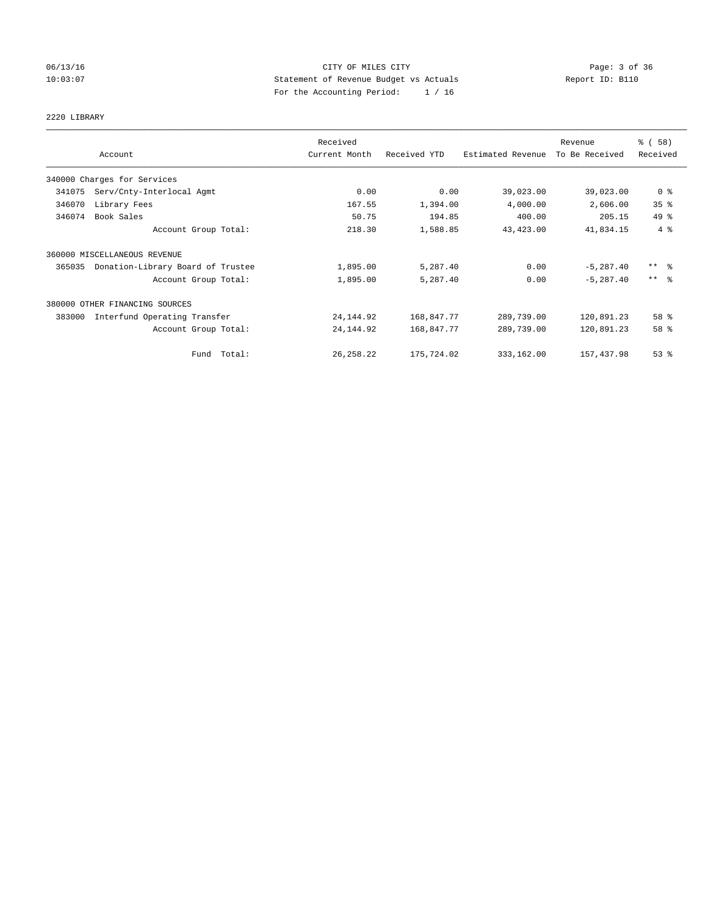CITY OF MILES CITY
Statement of Revenue Budget vs Actuals
For the Accounting Period: 1 / 16

06/13/16
10:03:07

Report ID: B110

2220 LIBRARY

| Account | Received Current Month | Received YTD | Estimated Revenue | Revenue To Be Received | % ( 58) Received |
|---|---|---|---|---|---|
| 340000 Charges for Services | | | | | |
| 341075 Serv/Cnty-Interlocal Agmt | 0.00 | 0.00 | 39,023.00 | 39,023.00 | 0 % |
| 346070 Library Fees | 167.55 | 1,394.00 | 4,000.00 | 2,606.00 | 35 % |
| 346074 Book Sales | 50.75 | 194.85 | 400.00 | 205.15 | 49 % |
| Account Group Total: | 218.30 | 1,588.85 | 43,423.00 | 41,834.15 | 4 % |
| 360000 MISCELLANEOUS REVENUE | | | | | |
| 365035 Donation-Library Board of Trustee | 1,895.00 | 5,287.40 | 0.00 | -5,287.40 | ** % |
| Account Group Total: | 1,895.00 | 5,287.40 | 0.00 | -5,287.40 | ** % |
| 380000 OTHER FINANCING SOURCES | | | | | |
| 383000 Interfund Operating Transfer | 24,144.92 | 168,847.77 | 289,739.00 | 120,891.23 | 58 % |
| Account Group Total: | 24,144.92 | 168,847.77 | 289,739.00 | 120,891.23 | 58 % |
| Fund Total: | 26,258.22 | 175,724.02 | 333,162.00 | 157,437.98 | 53 % |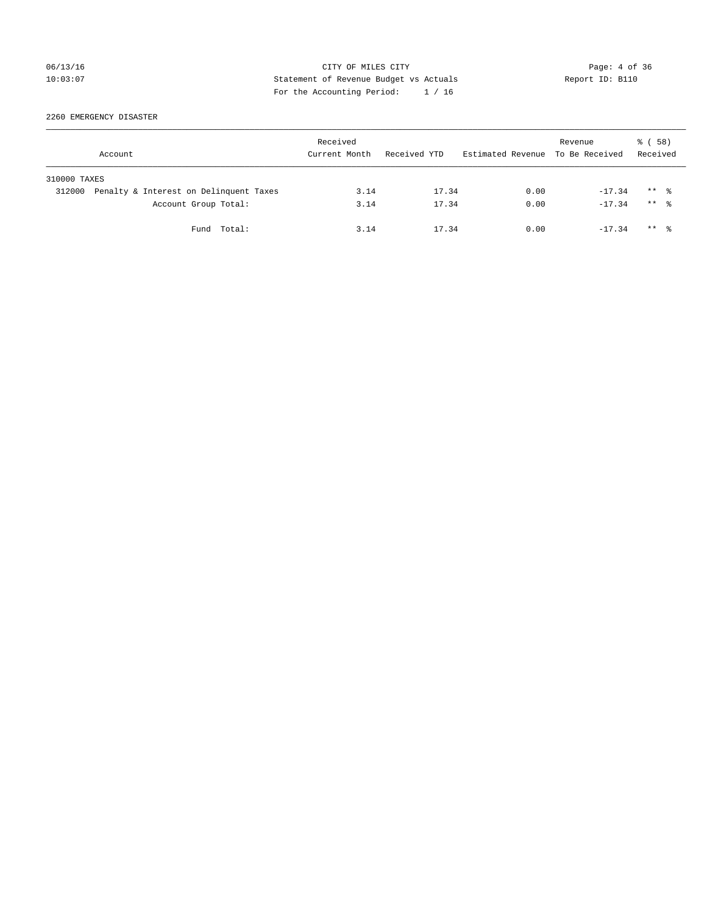CITY OF MILES CITY
Statement of Revenue Budget vs Actuals
For the Accounting Period: 1 / 16

06/13/16
10:03:07

Report ID: B110

2260 EMERGENCY DISASTER

| Account | Received Current Month | Received YTD | Estimated Revenue | Revenue To Be Received | % ( 58) Received |
|---|---|---|---|---|---|
| 310000 TAXES | | | | | |
| 312000 Penalty & Interest on Delinquent Taxes | 3.14 | 17.34 | 0.00 | -17.34 | ** % |
| Account Group Total: | 3.14 | 17.34 | 0.00 | -17.34 | ** % |
| Fund Total: | 3.14 | 17.34 | 0.00 | -17.34 | ** % |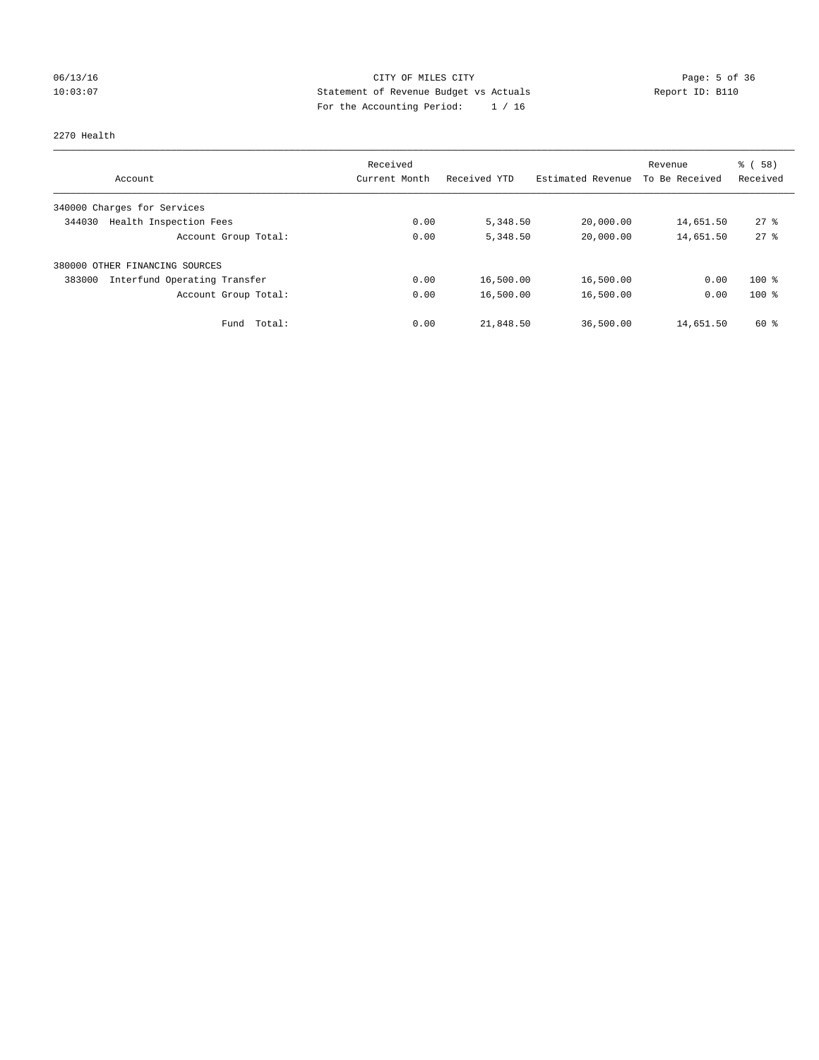CITY OF MILES CITY
Statement of Revenue Budget vs Actuals
For the Accounting Period: 1 / 16

06/13/16
10:03:07

Report ID: B110

2270 Health

| Account | Received Current Month | Received YTD | Estimated Revenue | Revenue To Be Received | % ( 58) Received |
|---|---|---|---|---|---|
| 340000 Charges for Services | | | | | |
| 344030 Health Inspection Fees | 0.00 | 5,348.50 | 20,000.00 | 14,651.50 | 27 % |
| Account Group Total: | 0.00 | 5,348.50 | 20,000.00 | 14,651.50 | 27 % |
| 380000 OTHER FINANCING SOURCES | | | | | |
| 383000 Interfund Operating Transfer | 0.00 | 16,500.00 | 16,500.00 | 0.00 | 100 % |
| Account Group Total: | 0.00 | 16,500.00 | 16,500.00 | 0.00 | 100 % |
| Fund Total: | 0.00 | 21,848.50 | 36,500.00 | 14,651.50 | 60 % |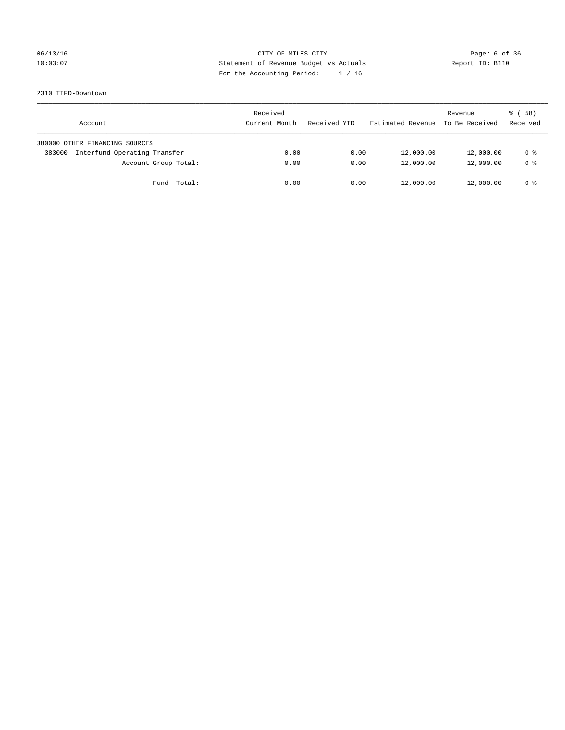CITY OF MILES CITY
Statement of Revenue Budget vs Actuals
For the Accounting Period: 1 / 16

06/13/16 10:03:07 Report ID: B110

2310 TIFD-Downtown

| Account | Received Current Month | Received YTD | Estimated Revenue | Revenue To Be Received | % ( 58) Received |
|---|---|---|---|---|---|
| 380000 OTHER FINANCING SOURCES | | | | | |
| 383000 Interfund Operating Transfer | 0.00 | 0.00 | 12,000.00 | 12,000.00 | 0 % |
| Account Group Total: | 0.00 | 0.00 | 12,000.00 | 12,000.00 | 0 % |
| Fund Total: | 0.00 | 0.00 | 12,000.00 | 12,000.00 | 0 % |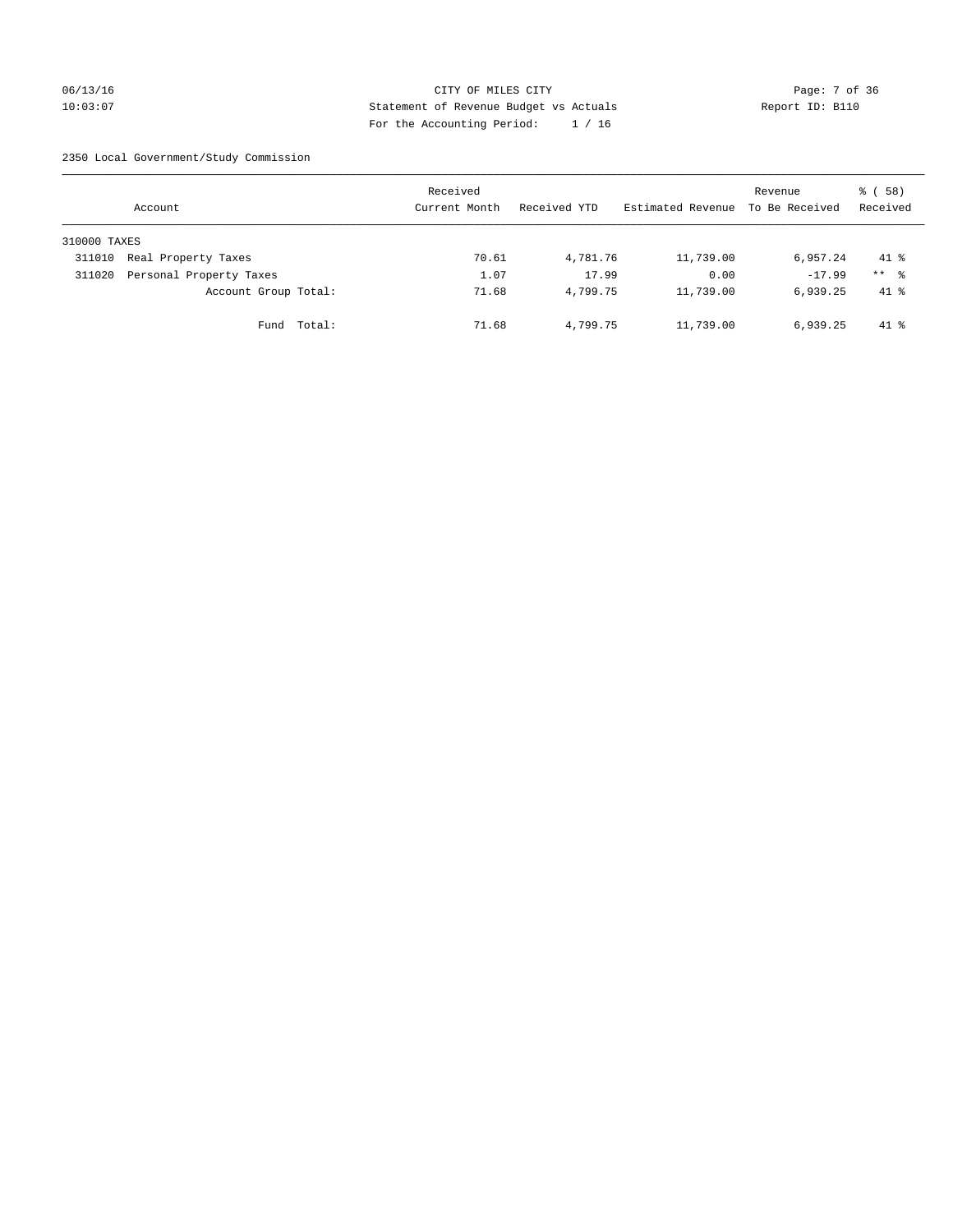CITY OF MILES CITY
Statement of Revenue Budget vs Actuals
For the Accounting Period: 1 / 16

06/13/16
10:03:07

Report ID: B110

2350 Local Government/Study Commission

| Account | | Received Current Month | Received YTD | Estimated Revenue | Revenue To Be Received | % ( 58) Received |
|---|---|---|---|---|---|---|
| 310000 TAXES | | | | | | |
| 311010 | Real Property Taxes | 70.61 | 4,781.76 | 11,739.00 | 6,957.24 | 41 % |
| 311020 | Personal Property Taxes | 1.07 | 17.99 | 0.00 | -17.99 | ** % |
| | Account Group Total: | 71.68 | 4,799.75 | 11,739.00 | 6,939.25 | 41 % |
| | Fund Total: | 71.68 | 4,799.75 | 11,739.00 | 6,939.25 | 41 % |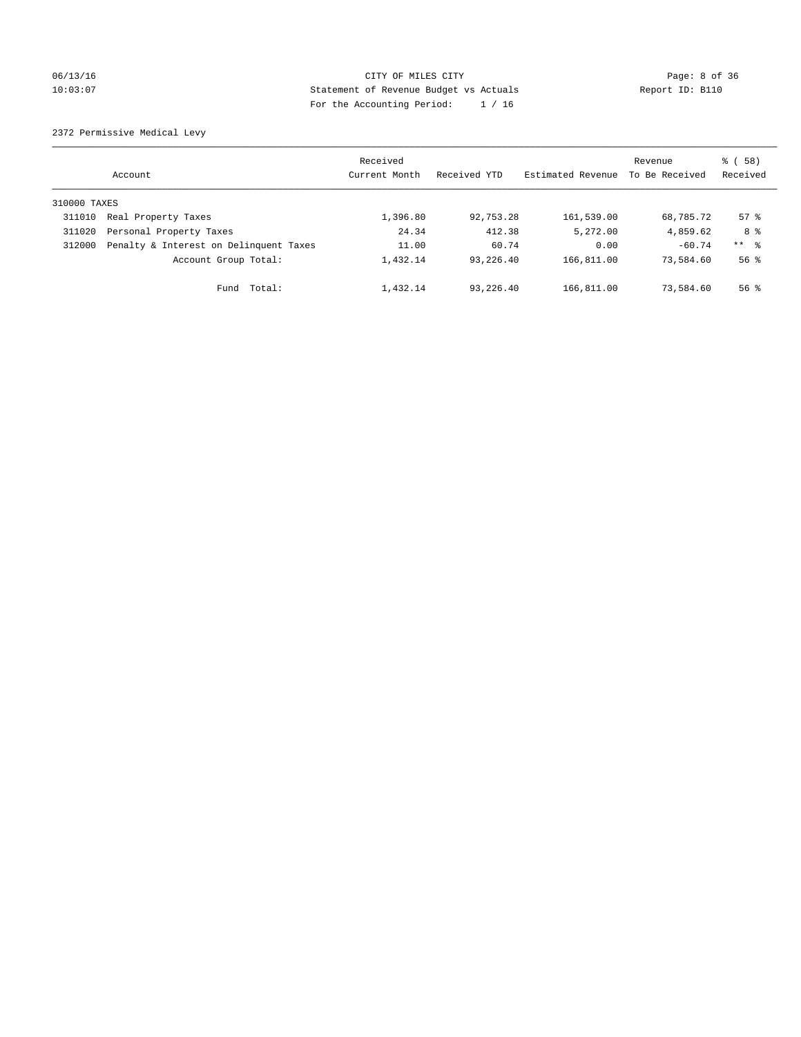CITY OF MILES CITY
Statement of Revenue Budget vs Actuals
For the Accounting Period: 1 / 16

06/13/16
10:03:07

Report ID: B110

2372 Permissive Medical Levy

| Account | | Received Current Month | Received YTD | Estimated Revenue | Revenue To Be Received | % ( 58) Received |
|---|---|---|---|---|---|---|
| 310000 TAXES | | | | | | |
| 311010 | Real Property Taxes | 1,396.80 | 92,753.28 | 161,539.00 | 68,785.72 | 57 % |
| 311020 | Personal Property Taxes | 24.34 | 412.38 | 5,272.00 | 4,859.62 | 8 % |
| 312000 | Penalty & Interest on Delinquent Taxes | 11.00 | 60.74 | 0.00 | -60.74 | ** % |
| | Account Group Total: | 1,432.14 | 93,226.40 | 166,811.00 | 73,584.60 | 56 % |
| | Fund Total: | 1,432.14 | 93,226.40 | 166,811.00 | 73,584.60 | 56 % |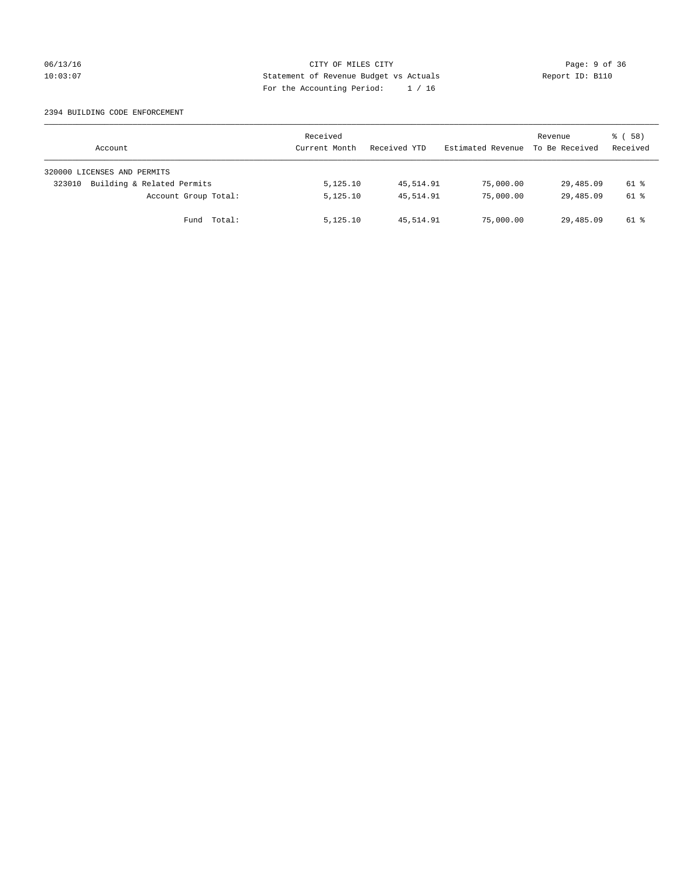CITY OF MILES CITY
Statement of Revenue Budget vs Actuals
For the Accounting Period: 1 / 16

06/13/16 10:03:07

Report ID: B110

2394 BUILDING CODE ENFORCEMENT

| Account | Received Current Month | Received YTD | Estimated Revenue | Revenue To Be Received | % ( 58) Received |
|---|---|---|---|---|---|
| 320000 LICENSES AND PERMITS | | | | | |
| 323010 Building & Related Permits | 5,125.10 | 45,514.91 | 75,000.00 | 29,485.09 | 61 % |
| Account Group Total: | 5,125.10 | 45,514.91 | 75,000.00 | 29,485.09 | 61 % |
| Fund Total: | 5,125.10 | 45,514.91 | 75,000.00 | 29,485.09 | 61 % |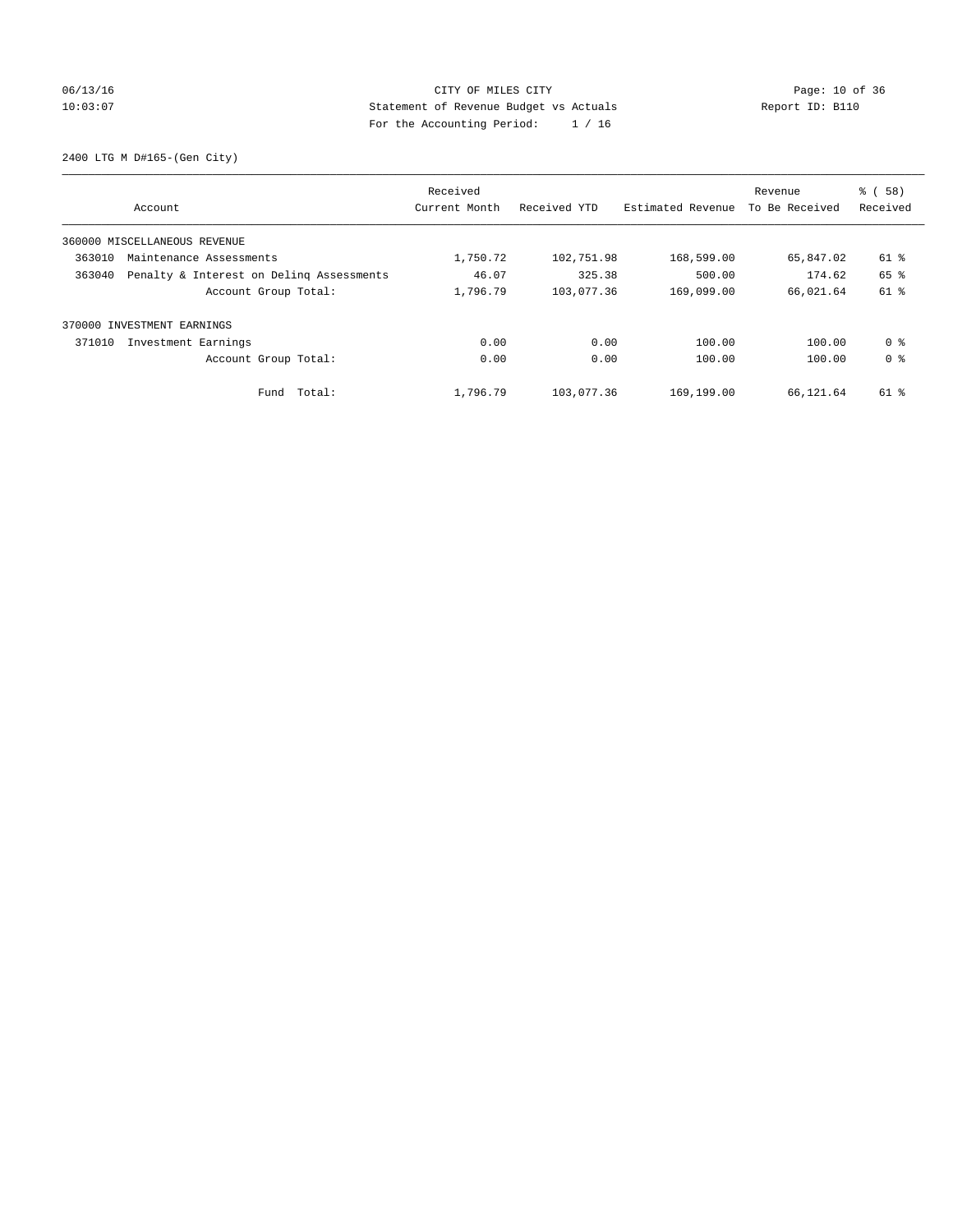CITY OF MILES CITY
Statement of Revenue Budget vs Actuals
For the Accounting Period: 1 / 16

06/13/16
10:03:07

Report ID: B110

2400 LTG M D#165-(Gen City)

| Account | Received Current Month | Received YTD | Estimated Revenue | Revenue To Be Received | % ( 58) Received |
|---|---|---|---|---|---|
| 360000 MISCELLANEOUS REVENUE | | | | | |
| 363010 Maintenance Assessments | 1,750.72 | 102,751.98 | 168,599.00 | 65,847.02 | 61 % |
| 363040 Penalty & Interest on Delinq Assessments | 46.07 | 325.38 | 500.00 | 174.62 | 65 % |
| Account Group Total: | 1,796.79 | 103,077.36 | 169,099.00 | 66,021.64 | 61 % |
| 370000 INVESTMENT EARNINGS | | | | | |
| 371010 Investment Earnings | 0.00 | 0.00 | 100.00 | 100.00 | 0 % |
| Account Group Total: | 0.00 | 0.00 | 100.00 | 100.00 | 0 % |
| Fund Total: | 1,796.79 | 103,077.36 | 169,199.00 | 66,121.64 | 61 % |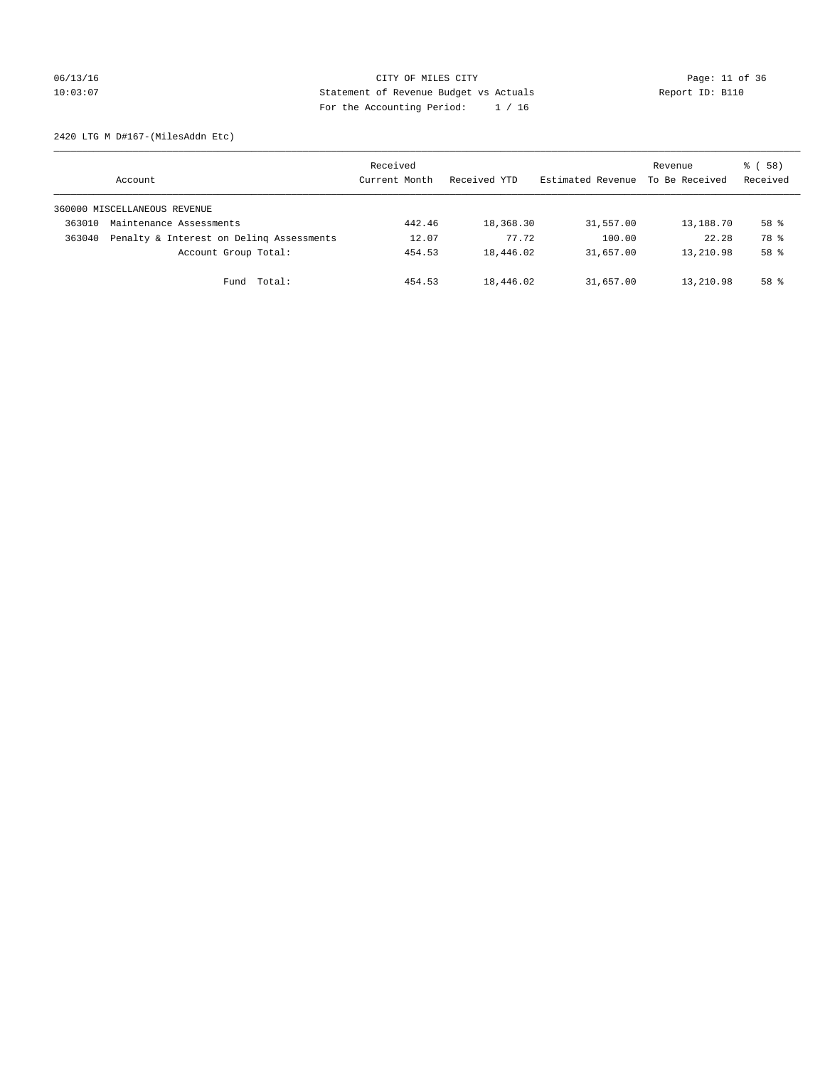CITY OF MILES CITY
Statement of Revenue Budget vs Actuals
For the Accounting Period: 1 / 16

06/13/16
10:03:07

Report ID: B110

2420 LTG M D#167-(MilesAddn Etc)

| Account | Received Current Month | Received YTD | Estimated Revenue | Revenue To Be Received | % ( 58) Received |
|---|---|---|---|---|---|
| 360000 MISCELLANEOUS REVENUE | | | | | |
| 363010 Maintenance Assessments | 442.46 | 18,368.30 | 31,557.00 | 13,188.70 | 58 % |
| 363040 Penalty & Interest on Delinq Assessments | 12.07 | 77.72 | 100.00 | 22.28 | 78 % |
| Account Group Total: | 454.53 | 18,446.02 | 31,657.00 | 13,210.98 | 58 % |
| Fund Total: | 454.53 | 18,446.02 | 31,657.00 | 13,210.98 | 58 % |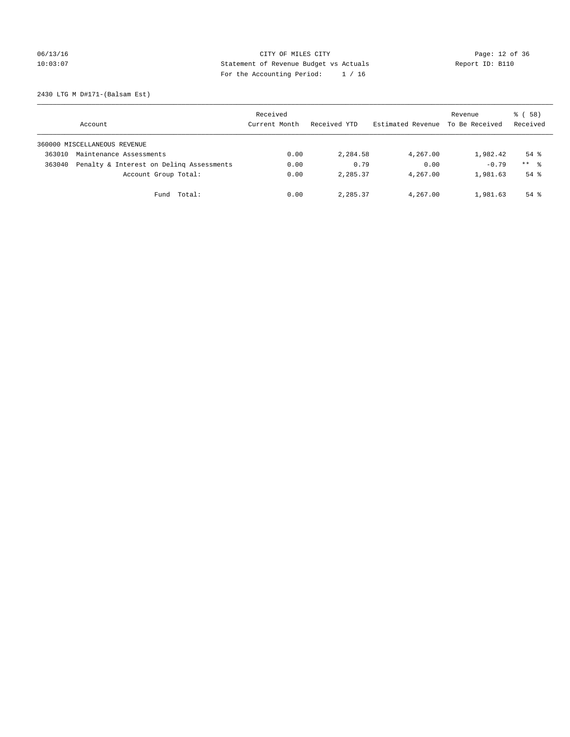CITY OF MILES CITY
Statement of Revenue Budget vs Actuals
For the Accounting Period: 1 / 16

06/13/16
10:03:07

Report ID: B110

2430 LTG M D#171-(Balsam Est)

| Account | | Received Current Month | Received YTD | Estimated Revenue | Revenue To Be Received | % ( 58) Received |
|---|---|---|---|---|---|---|
| 360000 MISCELLANEOUS REVENUE | | | | | | |
| 363010 | Maintenance Assessments | 0.00 | 2,284.58 | 4,267.00 | 1,982.42 | 54 % |
| 363040 | Penalty & Interest on Delinq Assessments | 0.00 | 0.79 | 0.00 | -0.79 | ** % |
| | Account Group Total: | 0.00 | 2,285.37 | 4,267.00 | 1,981.63 | 54 % |
| | Fund Total: | 0.00 | 2,285.37 | 4,267.00 | 1,981.63 | 54 % |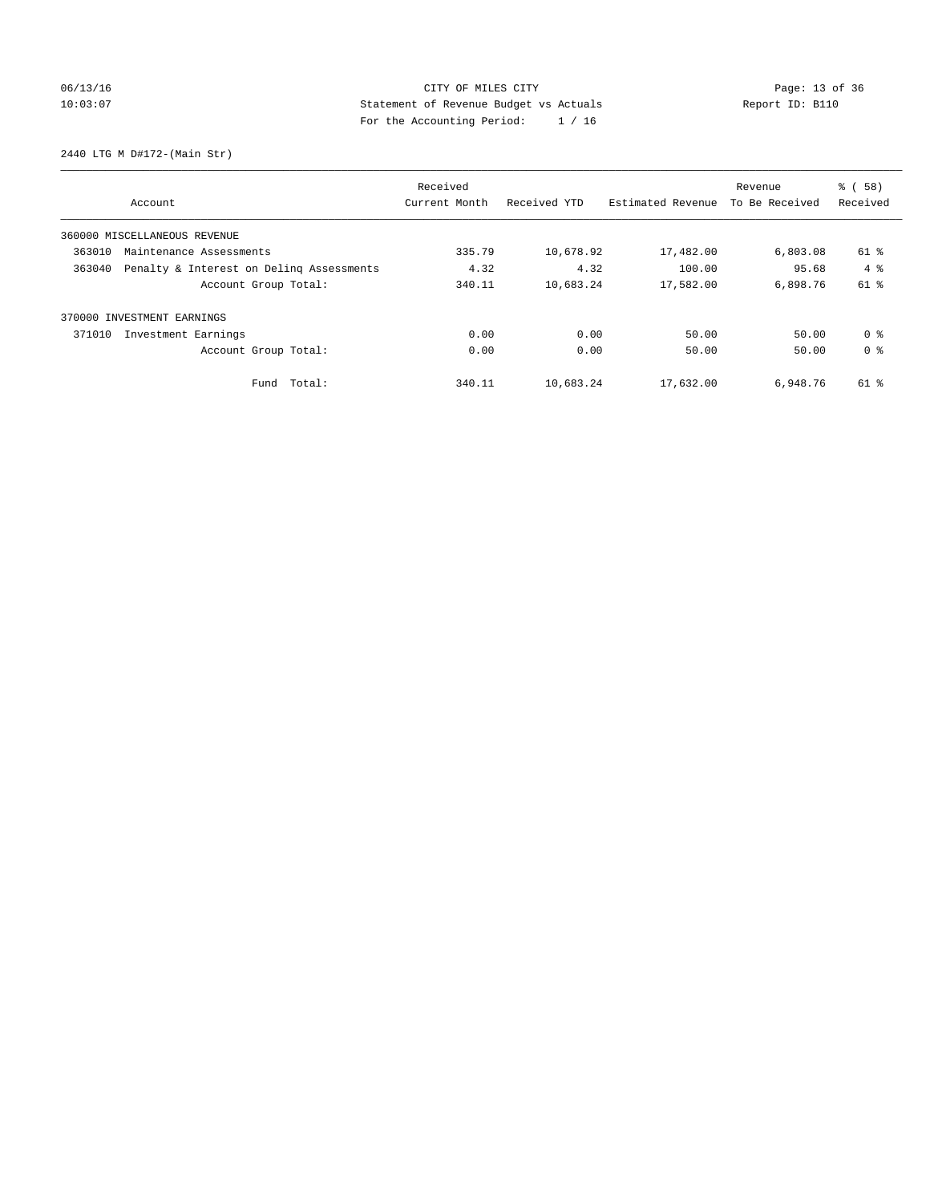CITY OF MILES CITY
Statement of Revenue Budget vs Actuals
For the Accounting Period: 1 / 16

06/13/16
10:03:07

Report ID: B110

2440 LTG M D#172-(Main Str)

| Account | | Received Current Month | Received YTD | Estimated Revenue | Revenue To Be Received | % ( 58) Received |
|---|---|---|---|---|---|---|
| 360000 MISCELLANEOUS REVENUE | | | | | | |
| 363010 | Maintenance Assessments | 335.79 | 10,678.92 | 17,482.00 | 6,803.08 | 61 % |
| 363040 | Penalty & Interest on Delinq Assessments | 4.32 | 4.32 | 100.00 | 95.68 | 4 % |
| | Account Group Total: | 340.11 | 10,683.24 | 17,582.00 | 6,898.76 | 61 % |
| 370000 INVESTMENT EARNINGS | | | | | | |
| 371010 | Investment Earnings | 0.00 | 0.00 | 50.00 | 50.00 | 0 % |
| | Account Group Total: | 0.00 | 0.00 | 50.00 | 50.00 | 0 % |
| | Fund Total: | 340.11 | 10,683.24 | 17,632.00 | 6,948.76 | 61 % |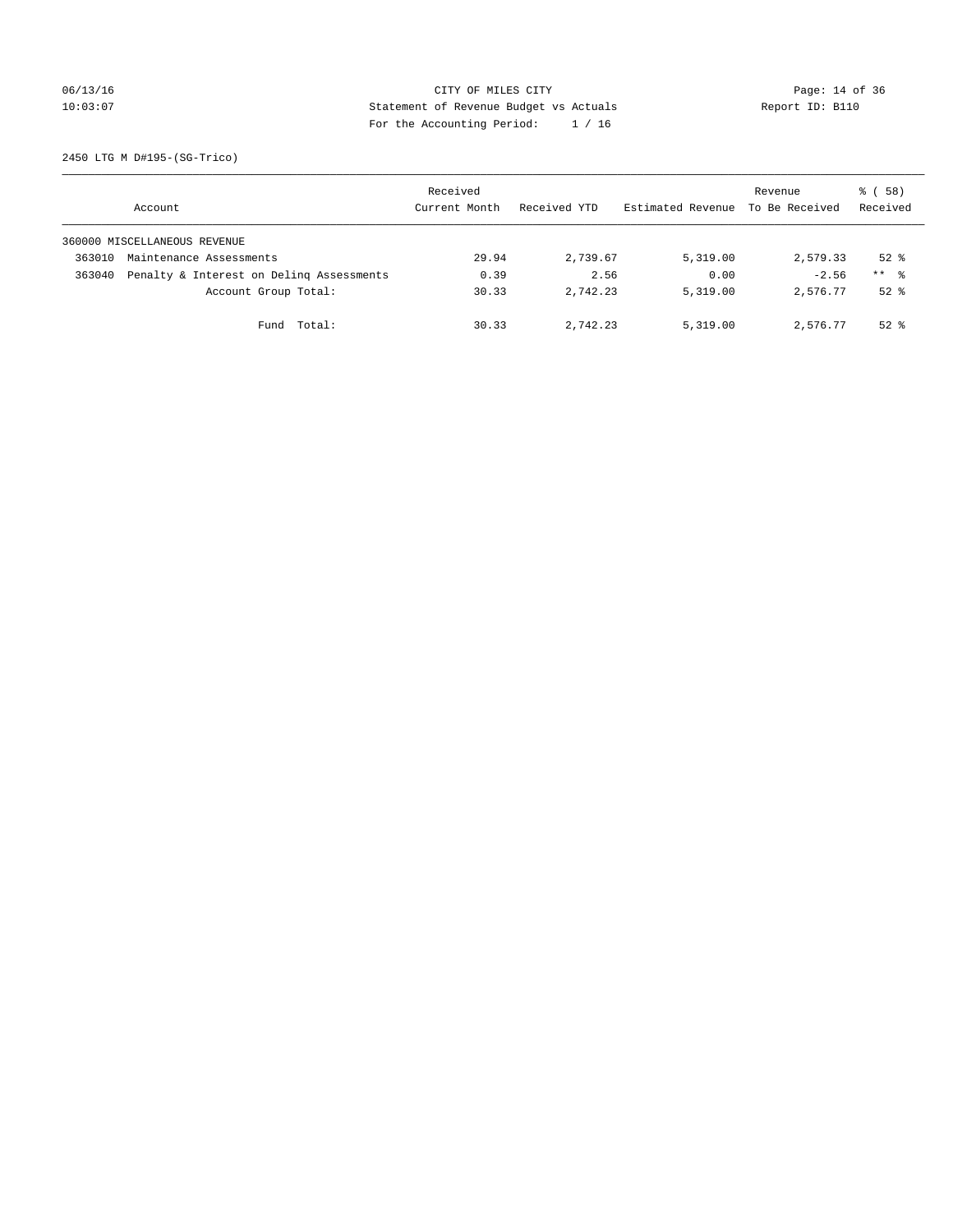CITY OF MILES CITY
Statement of Revenue Budget vs Actuals
For the Accounting Period: 1 / 16

06/13/16
10:03:07

Report ID: B110

2450 LTG M D#195-(SG-Trico)

| Account | | Received Current Month | Received YTD | Estimated Revenue | Revenue To Be Received | % ( 58) Received |
|---|---|---|---|---|---|---|
| 360000 MISCELLANEOUS REVENUE | | | | | | |
| 363010 | Maintenance Assessments | 29.94 | 2,739.67 | 5,319.00 | 2,579.33 | 52 % |
| 363040 | Penalty & Interest on Delinq Assessments | 0.39 | 2.56 | 0.00 | -2.56 | ** % |
| | Account Group Total: | 30.33 | 2,742.23 | 5,319.00 | 2,576.77 | 52 % |
| | Fund Total: | 30.33 | 2,742.23 | 5,319.00 | 2,576.77 | 52 % |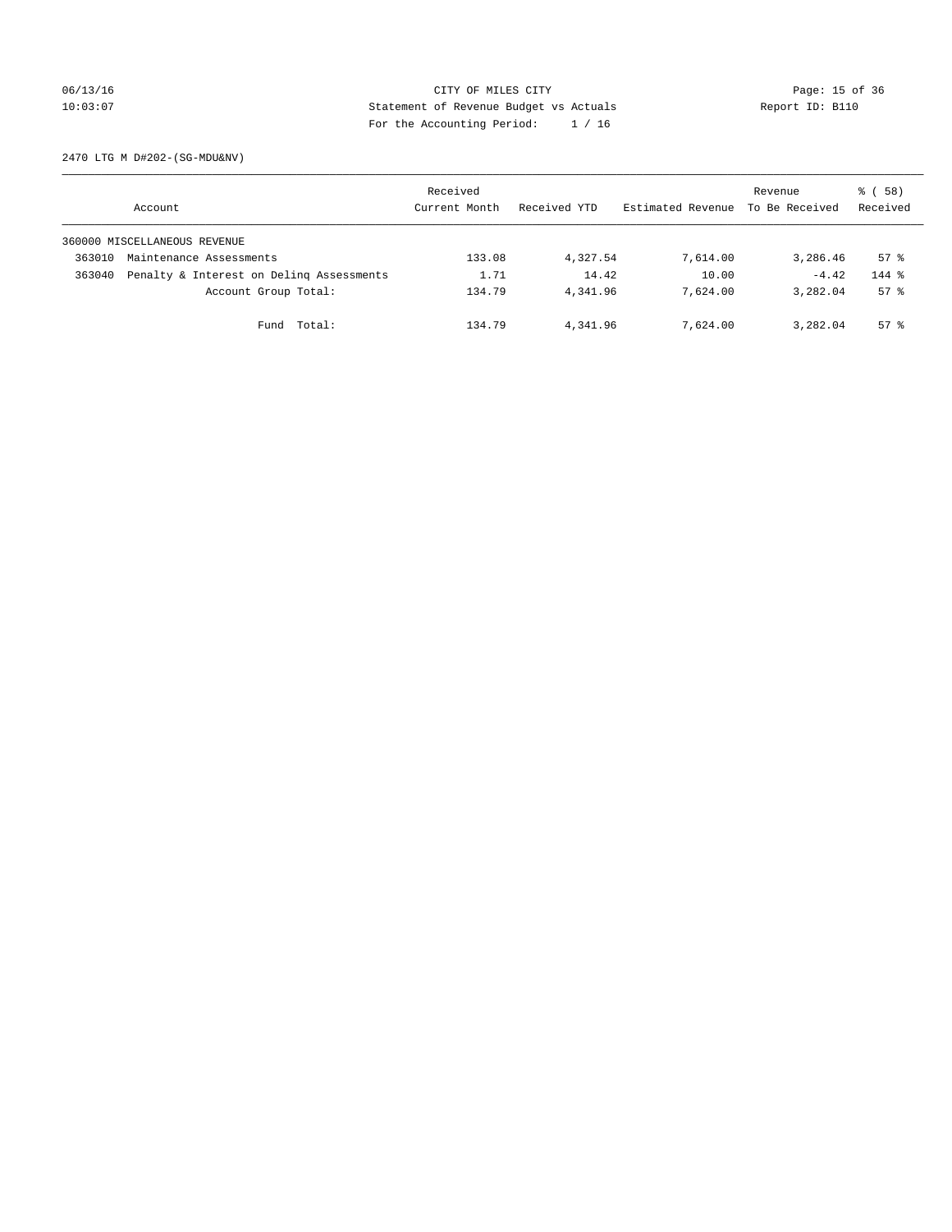2470 LTG M D#202-(SG-MDU&NV)

| Account | Received Current Month | Received YTD | Estimated Revenue | Revenue To Be Received | % ( 58) Received |
|---|---|---|---|---|---|
| 360000 MISCELLANEOUS REVENUE | | | | | |
| 363010 Maintenance Assessments | 133.08 | 4,327.54 | 7,614.00 | 3,286.46 | 57 % |
| 363040 Penalty & Interest on Delinq Assessments | 1.71 | 14.42 | 10.00 | -4.42 | 144 % |
| Account Group Total: | 134.79 | 4,341.96 | 7,624.00 | 3,282.04 | 57 % |
| Fund Total: | 134.79 | 4,341.96 | 7,624.00 | 3,282.04 | 57 % |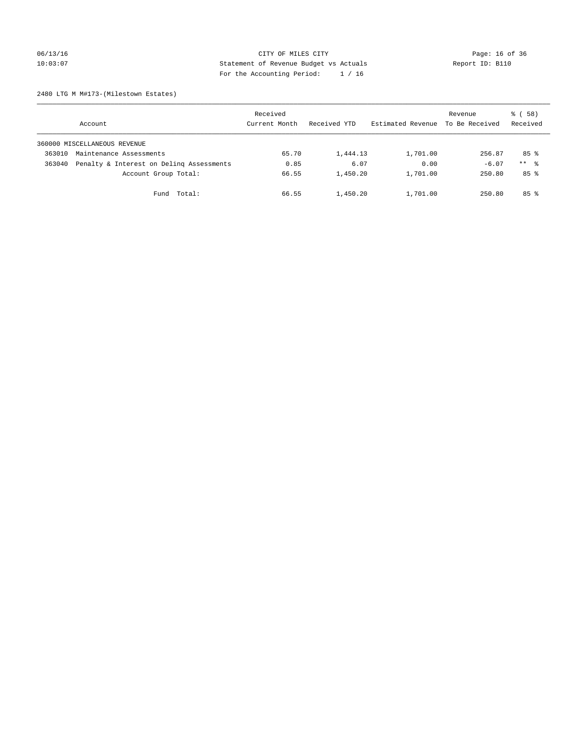CITY OF MILES CITY
Statement of Revenue Budget vs Actuals
For the Accounting Period: 1 / 16

2480 LTG M M#173-(Milestown Estates)

| Account | Received Current Month | Received YTD | Estimated Revenue | Revenue To Be Received | % ( 58) Received |
|---|---|---|---|---|---|
| 360000 MISCELLANEOUS REVENUE | | | | | |
| 363010 Maintenance Assessments | 65.70 | 1,444.13 | 1,701.00 | 256.87 | 85 % |
| 363040 Penalty & Interest on Delinq Assessments | 0.85 | 6.07 | 0.00 | -6.07 | ** % |
| Account Group Total: | 66.55 | 1,450.20 | 1,701.00 | 250.80 | 85 % |
| Fund Total: | 66.55 | 1,450.20 | 1,701.00 | 250.80 | 85 % |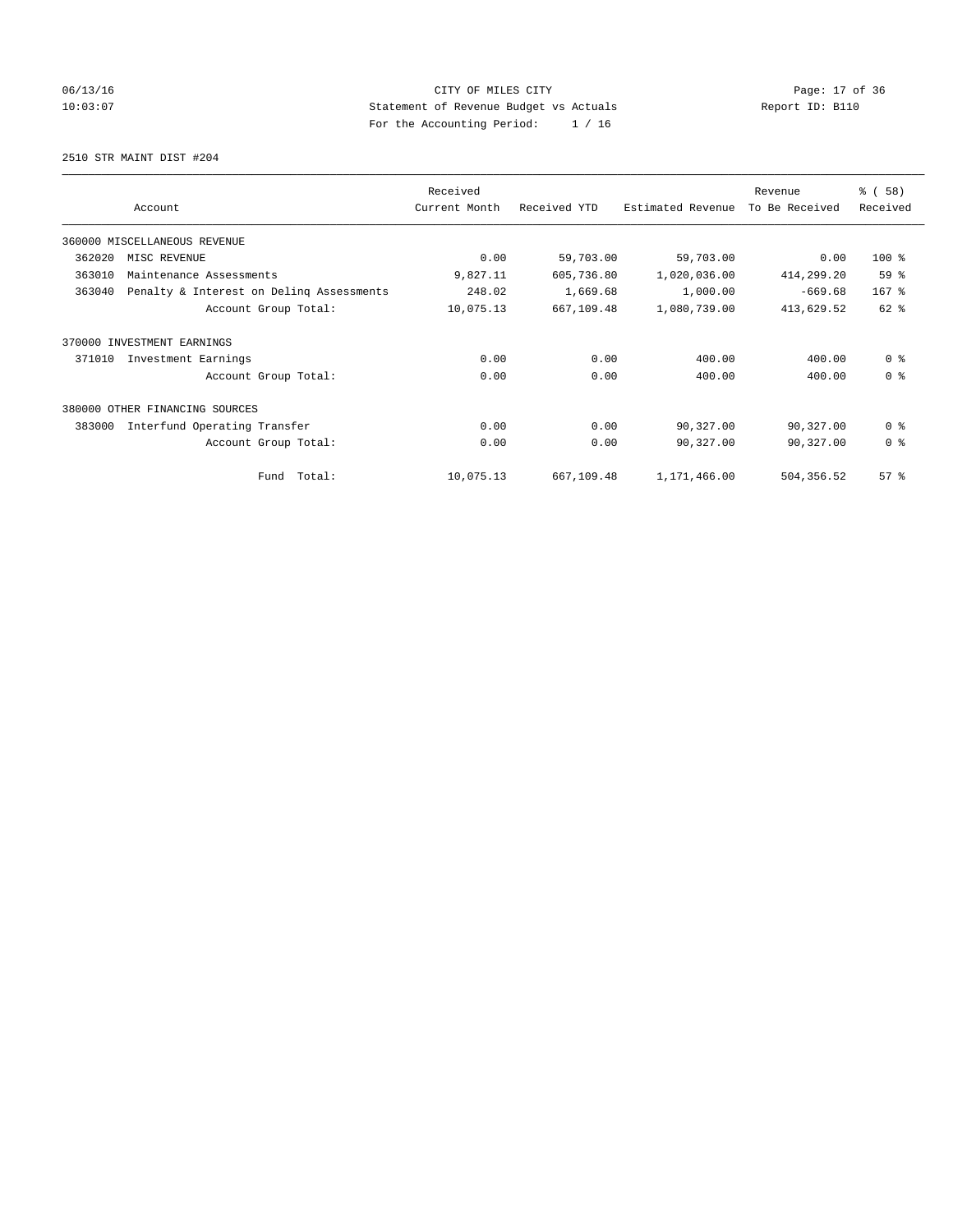CITY OF MILES CITY
Statement of Revenue Budget vs Actuals
For the Accounting Period: 1 / 16

06/13/16
10:03:07

Report ID: B110

2510 STR MAINT DIST #204

| Account | | Received Current Month | Received YTD | Estimated Revenue | Revenue To Be Received | % ( 58) Received |
|---|---|---|---|---|---|---|
| 360000 MISCELLANEOUS REVENUE | | | | | | |
| 362020 | MISC REVENUE | 0.00 | 59,703.00 | 59,703.00 | 0.00 | 100 % |
| 363010 | Maintenance Assessments | 9,827.11 | 605,736.80 | 1,020,036.00 | 414,299.20 | 59 % |
| 363040 | Penalty & Interest on Delinq Assessments | 248.02 | 1,669.68 | 1,000.00 | -669.68 | 167 % |
| | Account Group Total: | 10,075.13 | 667,109.48 | 1,080,739.00 | 413,629.52 | 62 % |
| 370000 INVESTMENT EARNINGS | | | | | | |
| 371010 | Investment Earnings | 0.00 | 0.00 | 400.00 | 400.00 | 0 % |
| | Account Group Total: | 0.00 | 0.00 | 400.00 | 400.00 | 0 % |
| 380000 OTHER FINANCING SOURCES | | | | | | |
| 383000 | Interfund Operating Transfer | 0.00 | 0.00 | 90,327.00 | 90,327.00 | 0 % |
| | Account Group Total: | 0.00 | 0.00 | 90,327.00 | 90,327.00 | 0 % |
| | Fund Total: | 10,075.13 | 667,109.48 | 1,171,466.00 | 504,356.52 | 57 % |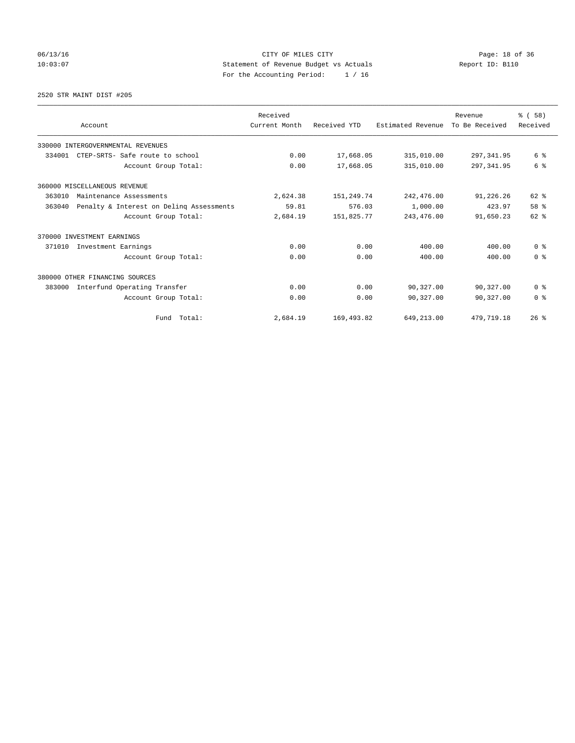CITY OF MILES CITY
Statement of Revenue Budget vs Actuals
For the Accounting Period: 1 / 16

2520 STR MAINT DIST #205

| Account | Received Current Month | Received YTD | Estimated Revenue | Revenue To Be Received | % ( 58) Received |
|---|---|---|---|---|---|
| 330000 INTERGOVERNMENTAL REVENUES | | | | | |
| 334001 CTEP-SRTS- Safe route to school | 0.00 | 17,668.05 | 315,010.00 | 297,341.95 | 6 % |
| Account Group Total: | 0.00 | 17,668.05 | 315,010.00 | 297,341.95 | 6 % |
| 360000 MISCELLANEOUS REVENUE | | | | | |
| 363010 Maintenance Assessments | 2,624.38 | 151,249.74 | 242,476.00 | 91,226.26 | 62 % |
| 363040 Penalty & Interest on Delinq Assessments | 59.81 | 576.03 | 1,000.00 | 423.97 | 58 % |
| Account Group Total: | 2,684.19 | 151,825.77 | 243,476.00 | 91,650.23 | 62 % |
| 370000 INVESTMENT EARNINGS | | | | | |
| 371010 Investment Earnings | 0.00 | 0.00 | 400.00 | 400.00 | 0 % |
| Account Group Total: | 0.00 | 0.00 | 400.00 | 400.00 | 0 % |
| 380000 OTHER FINANCING SOURCES | | | | | |
| 383000 Interfund Operating Transfer | 0.00 | 0.00 | 90,327.00 | 90,327.00 | 0 % |
| Account Group Total: | 0.00 | 0.00 | 90,327.00 | 90,327.00 | 0 % |
| Fund Total: | 2,684.19 | 169,493.82 | 649,213.00 | 479,719.18 | 26 % |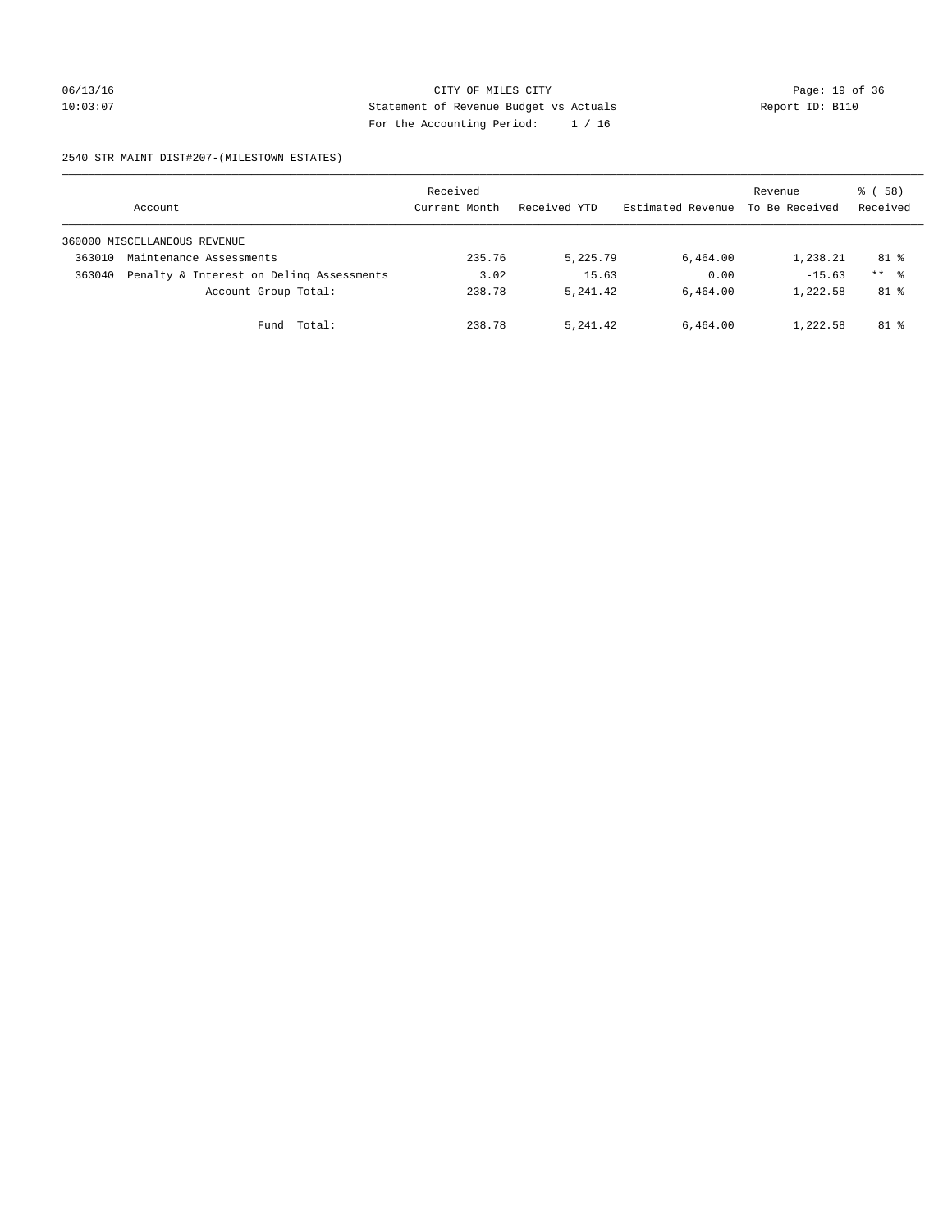CITY OF MILES CITY
Statement of Revenue Budget vs Actuals
For the Accounting Period: 1 / 16

2540 STR MAINT DIST#207-(MILESTOWN ESTATES)

| Account | Received Current Month | Received YTD | Estimated Revenue | Revenue To Be Received | % ( 58) Received |
|---|---|---|---|---|---|
| 360000 MISCELLANEOUS REVENUE | | | | | |
| 363010 Maintenance Assessments | 235.76 | 5,225.79 | 6,464.00 | 1,238.21 | 81 % |
| 363040 Penalty & Interest on Delinq Assessments | 3.02 | 15.63 | 0.00 | -15.63 | ** % |
| Account Group Total: | 238.78 | 5,241.42 | 6,464.00 | 1,222.58 | 81 % |
| Fund Total: | 238.78 | 5,241.42 | 6,464.00 | 1,222.58 | 81 % |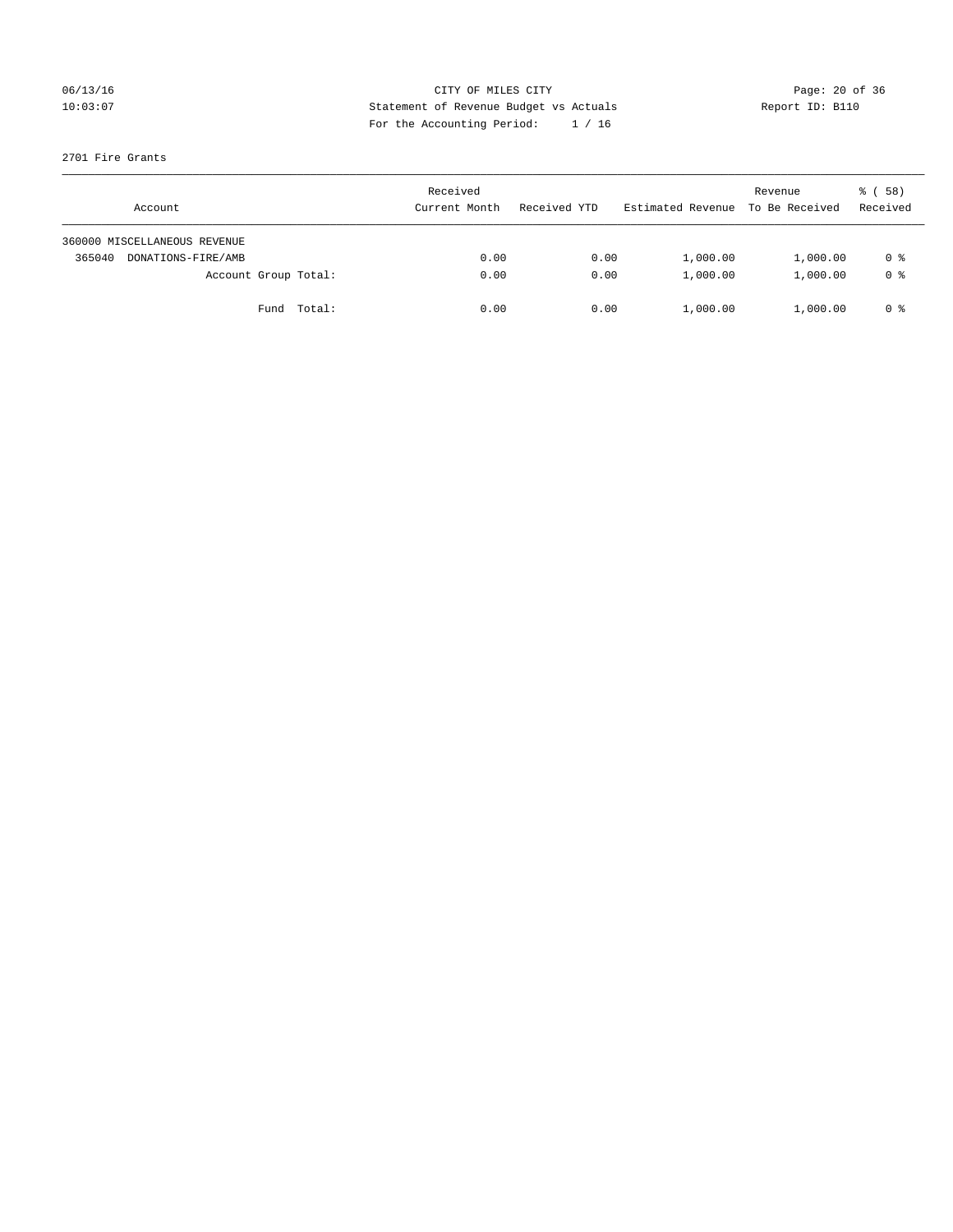CITY OF MILES CITY
Statement of Revenue Budget vs Actuals
For the Accounting Period: 1 / 16

06/13/16
10:03:07

Report ID: B110

2701 Fire Grants

| Account | Received Current Month | Received YTD | Estimated Revenue | Revenue To Be Received | % ( 58) Received |
|---|---|---|---|---|---|
| 360000 MISCELLANEOUS REVENUE | | | | | |
| 365040 DONATIONS-FIRE/AMB | 0.00 | 0.00 | 1,000.00 | 1,000.00 | 0 % |
| Account Group Total: | 0.00 | 0.00 | 1,000.00 | 1,000.00 | 0 % |
| Fund Total: | 0.00 | 0.00 | 1,000.00 | 1,000.00 | 0 % |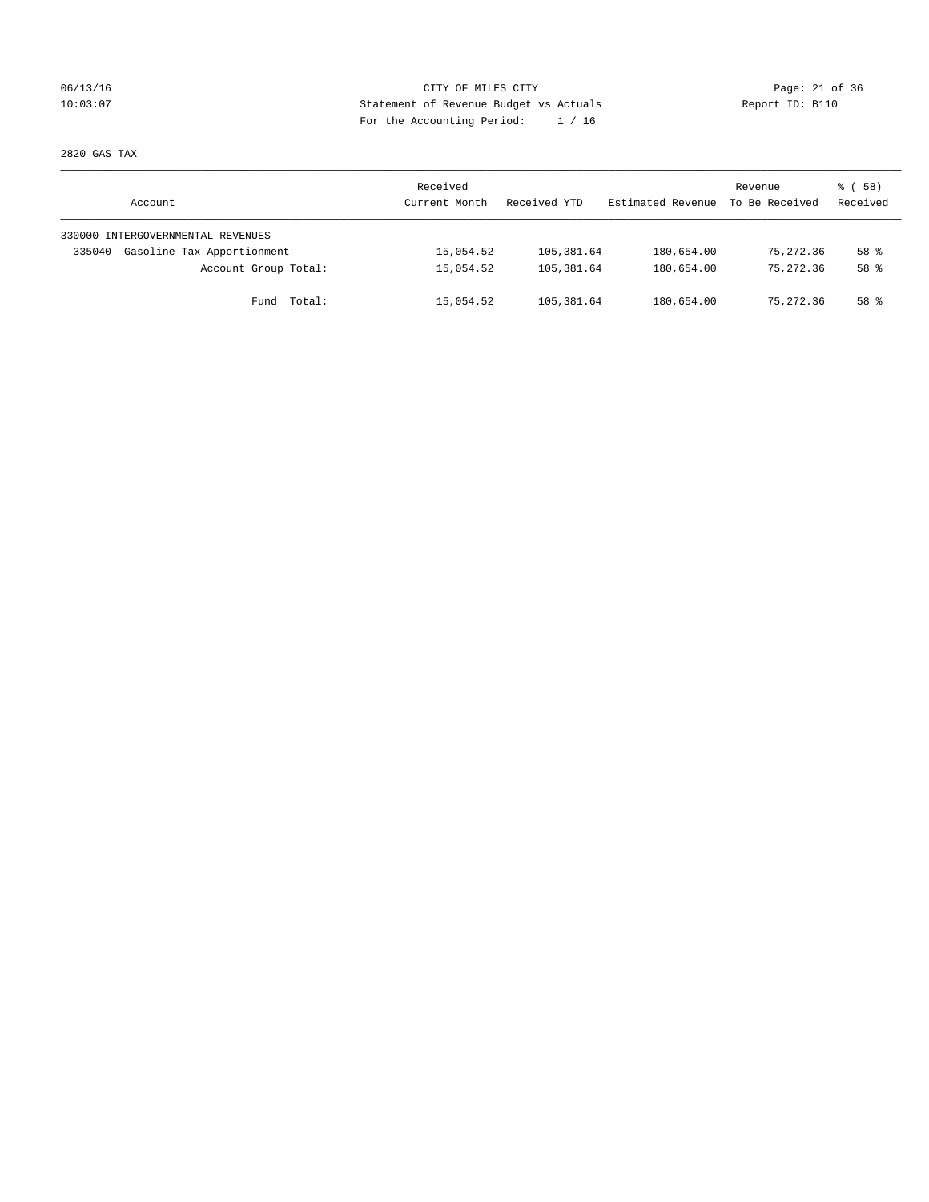CITY OF MILES CITY
Statement of Revenue Budget vs Actuals
For the Accounting Period: 1 / 16

06/13/16
10:03:07

Report ID: B110

2820 GAS TAX

| Account | Received Current Month | Received YTD | Estimated Revenue | Revenue To Be Received | % ( 58) Received |
|---|---|---|---|---|---|
| 330000 INTERGOVERNMENTAL REVENUES | | | | | |
| 335040 Gasoline Tax Apportionment | 15,054.52 | 105,381.64 | 180,654.00 | 75,272.36 | 58 % |
| Account Group Total: | 15,054.52 | 105,381.64 | 180,654.00 | 75,272.36 | 58 % |
| Fund Total: | 15,054.52 | 105,381.64 | 180,654.00 | 75,272.36 | 58 % |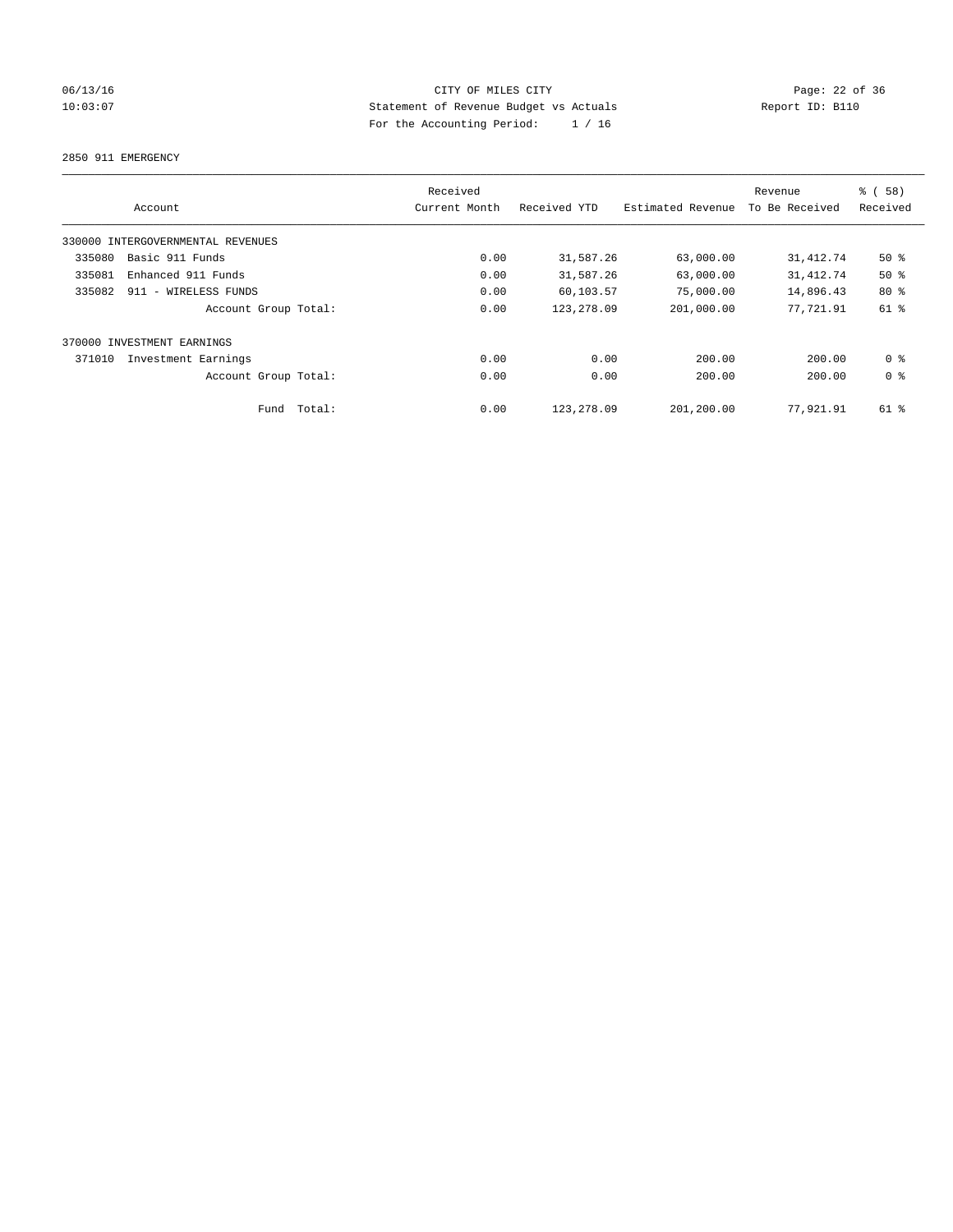CITY OF MILES CITY
Statement of Revenue Budget vs Actuals
For the Accounting Period: 1 / 16

06/13/16
10:03:07

Report ID: B110

2850 911 EMERGENCY

| Account | Received Current Month | Received YTD | Estimated Revenue | Revenue To Be Received | % ( 58) Received |
|---|---|---|---|---|---|
| 330000 INTERGOVERNMENTAL REVENUES | | | | | |
| 335080 Basic 911 Funds | 0.00 | 31,587.26 | 63,000.00 | 31,412.74 | 50 % |
| 335081 Enhanced 911 Funds | 0.00 | 31,587.26 | 63,000.00 | 31,412.74 | 50 % |
| 335082 911 - WIRELESS FUNDS | 0.00 | 60,103.57 | 75,000.00 | 14,896.43 | 80 % |
| Account Group Total: | 0.00 | 123,278.09 | 201,000.00 | 77,721.91 | 61 % |
| 370000 INVESTMENT EARNINGS | | | | | |
| 371010 Investment Earnings | 0.00 | 0.00 | 200.00 | 200.00 | 0 % |
| Account Group Total: | 0.00 | 0.00 | 200.00 | 200.00 | 0 % |
| Fund Total: | 0.00 | 123,278.09 | 201,200.00 | 77,921.91 | 61 % |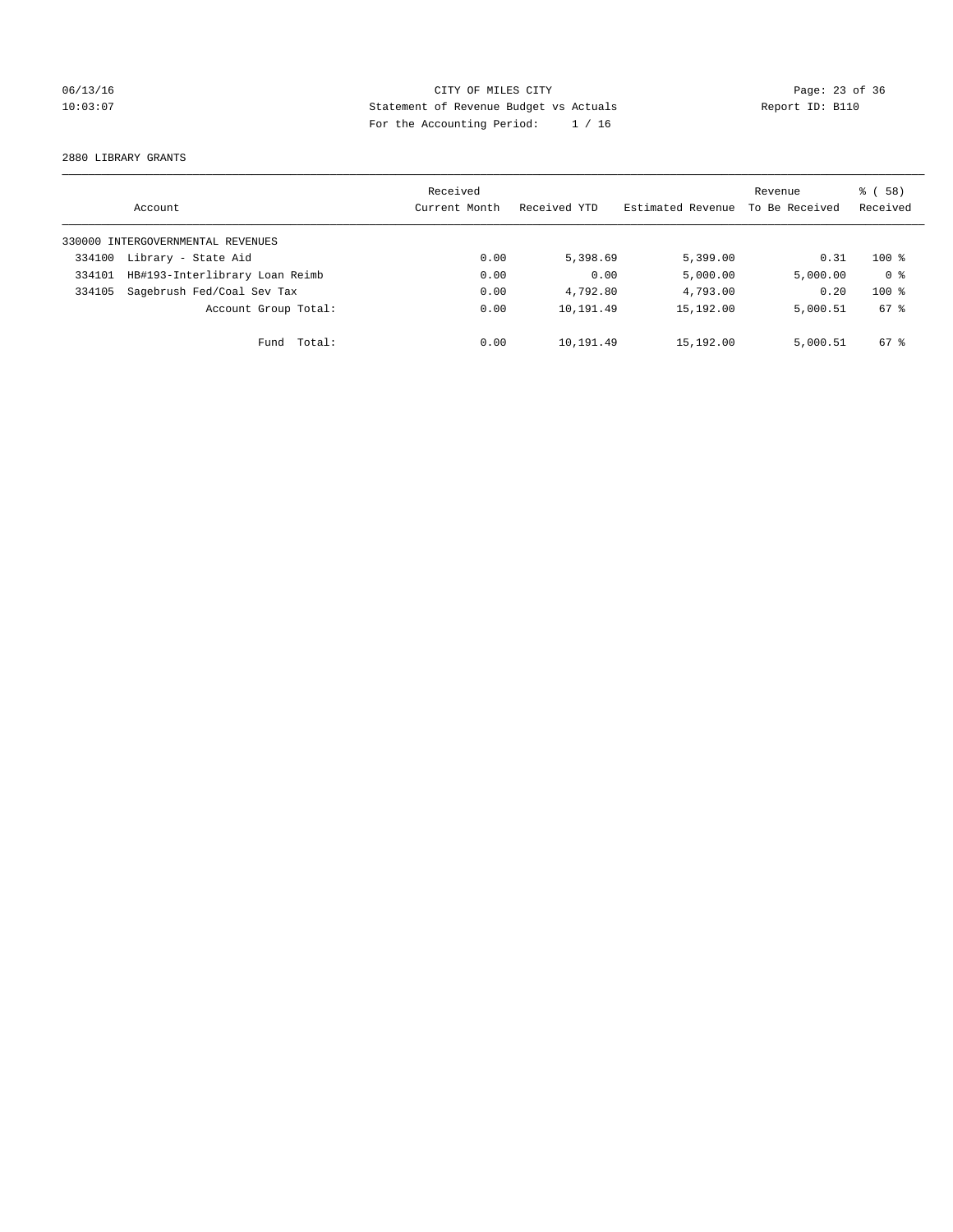CITY OF MILES CITY
Statement of Revenue Budget vs Actuals
For the Accounting Period: 1 / 16

06/13/16
10:03:07

Report ID: B110

2880 LIBRARY GRANTS

| Account | | Received Current Month | Received YTD | Estimated Revenue | Revenue To Be Received | % ( 58) Received |
|---|---|---|---|---|---|---|
| 330000 INTERGOVERNMENTAL REVENUES | | | | | | |
| 334100 | Library - State Aid | 0.00 | 5,398.69 | 5,399.00 | 0.31 | 100 % |
| 334101 | HB#193-Interlibrary Loan Reimb | 0.00 | 0.00 | 5,000.00 | 5,000.00 | 0 % |
| 334105 | Sagebrush Fed/Coal Sev Tax | 0.00 | 4,792.80 | 4,793.00 | 0.20 | 100 % |
| | Account Group Total: | 0.00 | 10,191.49 | 15,192.00 | 5,000.51 | 67 % |
| | Fund Total: | 0.00 | 10,191.49 | 15,192.00 | 5,000.51 | 67 % |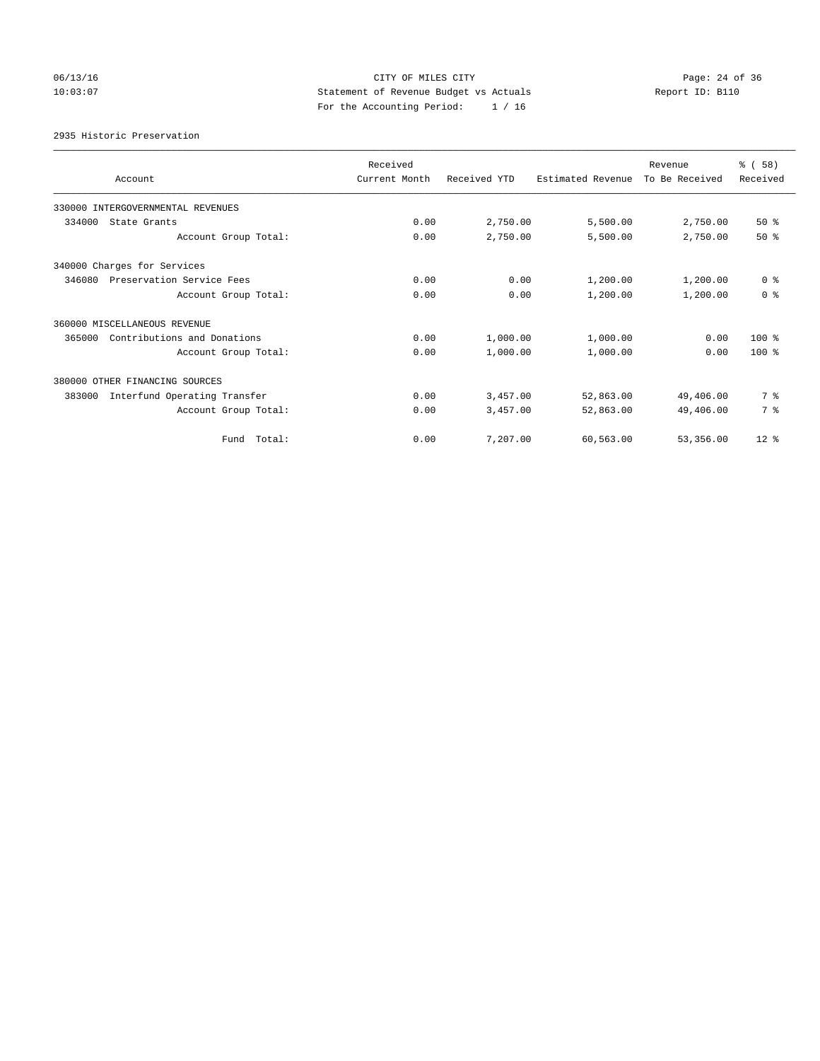CITY OF MILES CITY
Statement of Revenue Budget vs Actuals
For the Accounting Period: 1 / 16

06/13/16
10:03:07

Report ID: B110

2935 Historic Preservation

| Account | Received Current Month | Received YTD | Estimated Revenue | Revenue To Be Received | % ( 58) Received |
|---|---|---|---|---|---|
| 330000 INTERGOVERNMENTAL REVENUES | | | | | |
| 334000 State Grants | 0.00 | 2,750.00 | 5,500.00 | 2,750.00 | 50 % |
| Account Group Total: | 0.00 | 2,750.00 | 5,500.00 | 2,750.00 | 50 % |
| 340000 Charges for Services | | | | | |
| 346080 Preservation Service Fees | 0.00 | 0.00 | 1,200.00 | 1,200.00 | 0 % |
| Account Group Total: | 0.00 | 0.00 | 1,200.00 | 1,200.00 | 0 % |
| 360000 MISCELLANEOUS REVENUE | | | | | |
| 365000 Contributions and Donations | 0.00 | 1,000.00 | 1,000.00 | 0.00 | 100 % |
| Account Group Total: | 0.00 | 1,000.00 | 1,000.00 | 0.00 | 100 % |
| 380000 OTHER FINANCING SOURCES | | | | | |
| 383000 Interfund Operating Transfer | 0.00 | 3,457.00 | 52,863.00 | 49,406.00 | 7 % |
| Account Group Total: | 0.00 | 3,457.00 | 52,863.00 | 49,406.00 | 7 % |
| Fund Total: | 0.00 | 7,207.00 | 60,563.00 | 53,356.00 | 12 % |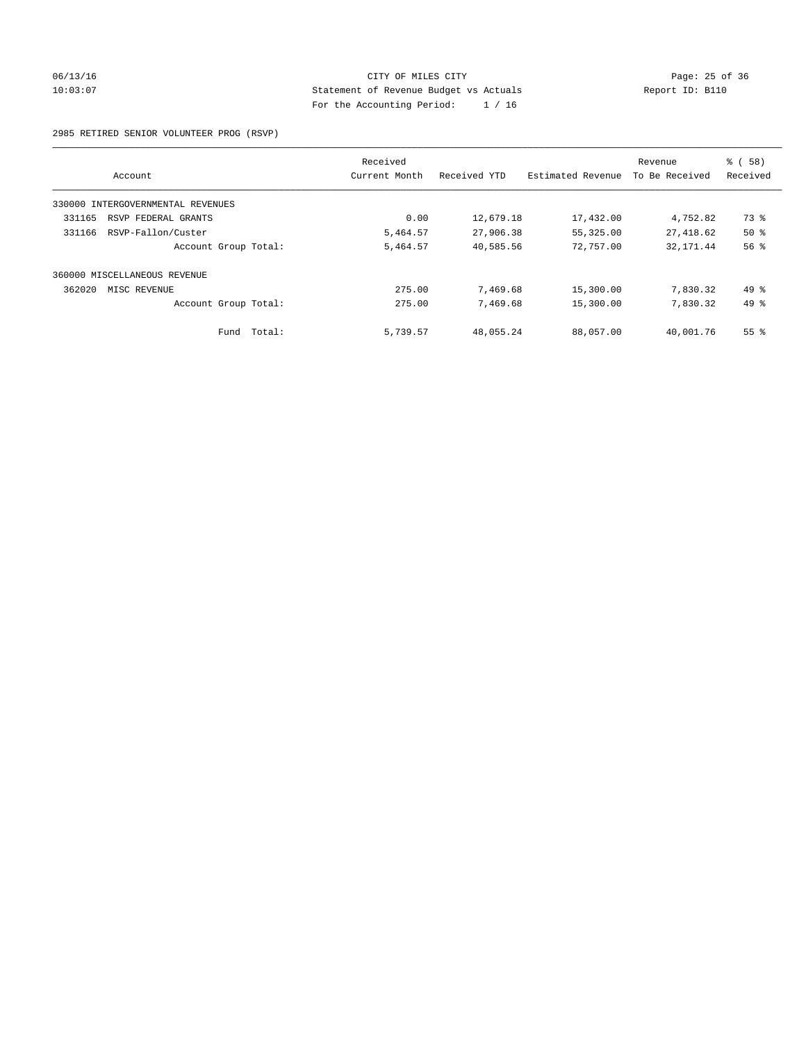CITY OF MILES CITY
Statement of Revenue Budget vs Actuals
For the Accounting Period: 1 / 16

06/13/16
10:03:07

Report ID: B110

2985 RETIRED SENIOR VOLUNTEER PROG (RSVP)

| Account | Received Current Month | Received YTD | Estimated Revenue | Revenue To Be Received | % ( 58) Received |
|---|---|---|---|---|---|
| 330000 INTERGOVERNMENTAL REVENUES | | | | | |
| 331165 RSVP FEDERAL GRANTS | 0.00 | 12,679.18 | 17,432.00 | 4,752.82 | 73 % |
| 331166 RSVP-Fallon/Custer | 5,464.57 | 27,906.38 | 55,325.00 | 27,418.62 | 50 % |
| Account Group Total: | 5,464.57 | 40,585.56 | 72,757.00 | 32,171.44 | 56 % |
| 360000 MISCELLANEOUS REVENUE | | | | | |
| 362020 MISC REVENUE | 275.00 | 7,469.68 | 15,300.00 | 7,830.32 | 49 % |
| Account Group Total: | 275.00 | 7,469.68 | 15,300.00 | 7,830.32 | 49 % |
| Fund Total: | 5,739.57 | 48,055.24 | 88,057.00 | 40,001.76 | 55 % |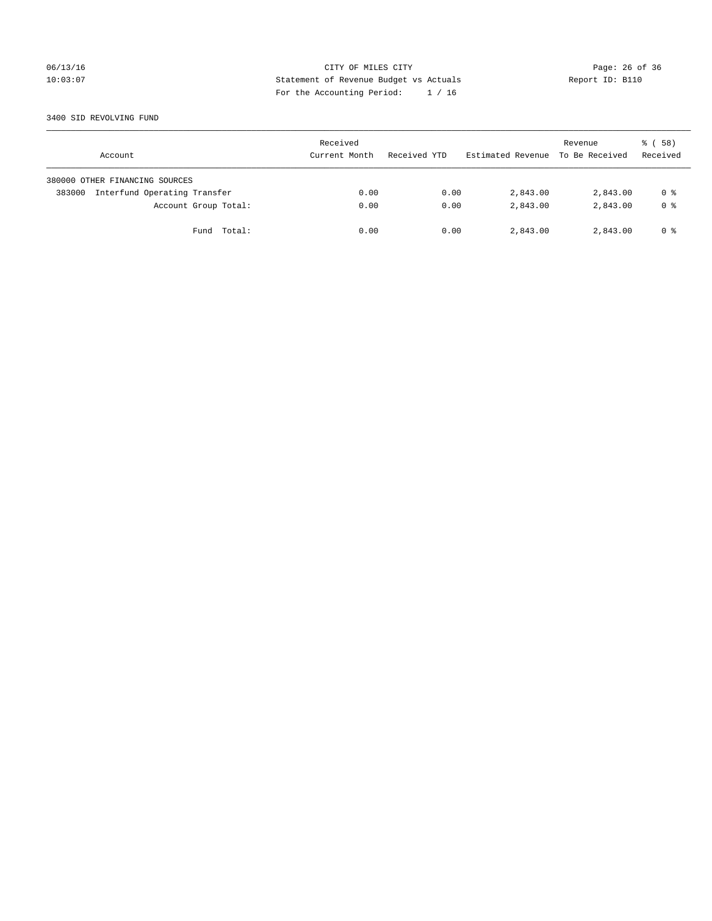CITY OF MILES CITY
Statement of Revenue Budget vs Actuals
For the Accounting Period: 1 / 16

06/13/16
10:03:07

Report ID: B110

3400 SID REVOLVING FUND

| Account | Received Current Month | Received YTD | Estimated Revenue | Revenue To Be Received | % ( 58) Received |
|---|---|---|---|---|---|
| 380000 OTHER FINANCING SOURCES | | | | | |
| 383000 Interfund Operating Transfer | 0.00 | 0.00 | 2,843.00 | 2,843.00 | 0 % |
| Account Group Total: | 0.00 | 0.00 | 2,843.00 | 2,843.00 | 0 % |
| Fund Total: | 0.00 | 0.00 | 2,843.00 | 2,843.00 | 0 % |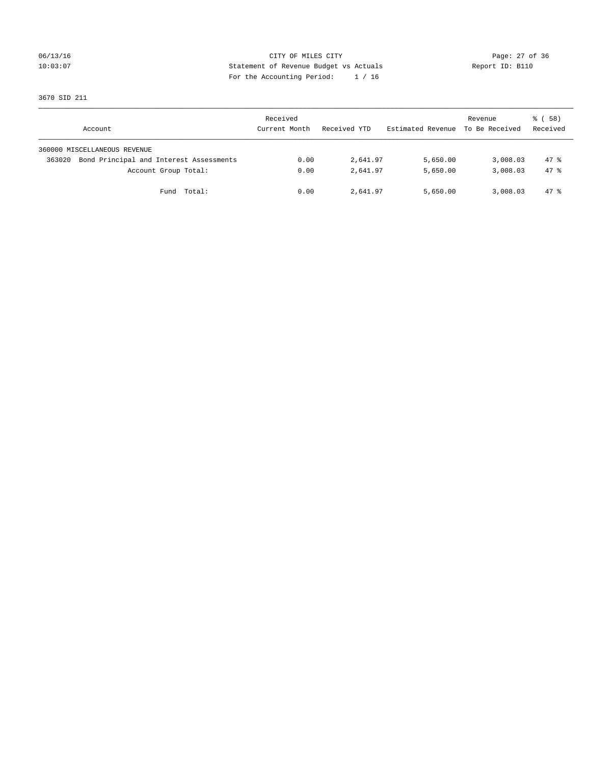CITY OF MILES CITY
Statement of Revenue Budget vs Actuals
For the Accounting Period: 1 / 16

06/13/16
10:03:07

Report ID: B110

3670 SID 211

| Account | Received Current Month | Received YTD | Estimated Revenue | Revenue To Be Received | % ( 58) Received |
|---|---|---|---|---|---|
| 360000 MISCELLANEOUS REVENUE | | | | | |
| 363020 Bond Principal and Interest Assessments | 0.00 | 2,641.97 | 5,650.00 | 3,008.03 | 47 % |
| Account Group Total: | 0.00 | 2,641.97 | 5,650.00 | 3,008.03 | 47 % |
| Fund Total: | 0.00 | 2,641.97 | 5,650.00 | 3,008.03 | 47 % |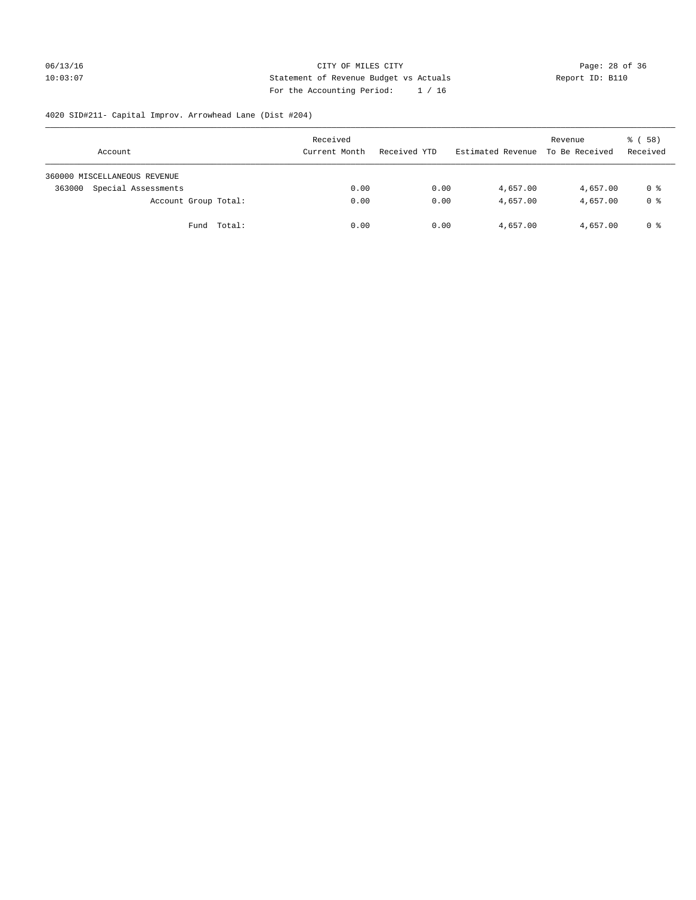CITY OF MILES CITY
Statement of Revenue Budget vs Actuals
For the Accounting Period: 1 / 16

06/13/16
10:03:07

Report ID: B110

4020 SID#211- Capital Improv. Arrowhead Lane (Dist #204)

| Account | Received Current Month | Received YTD | Estimated Revenue | Revenue To Be Received | % ( 58) Received |
|---|---|---|---|---|---|
| 360000 MISCELLANEOUS REVENUE | | | | | |
| 363000 Special Assessments | 0.00 | 0.00 | 4,657.00 | 4,657.00 | 0 % |
| Account Group Total: | 0.00 | 0.00 | 4,657.00 | 4,657.00 | 0 % |
| Fund Total: | 0.00 | 0.00 | 4,657.00 | 4,657.00 | 0 % |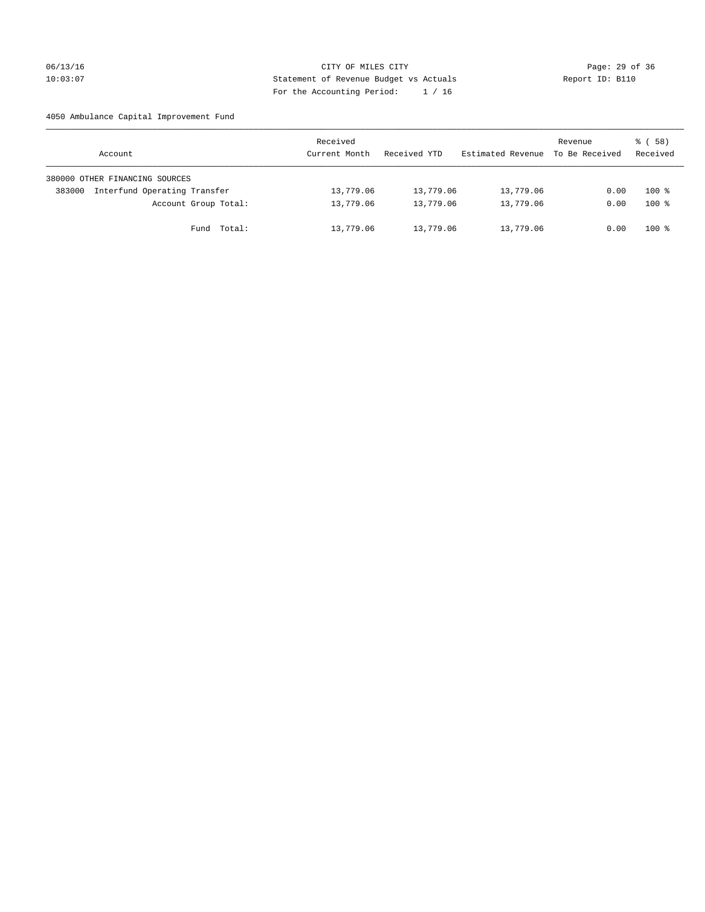CITY OF MILES CITY
Statement of Revenue Budget vs Actuals
For the Accounting Period: 1 / 16

06/13/16
10:03:07

Report ID: B110

4050 Ambulance Capital Improvement Fund

| Account | Received Current Month | Received YTD | Estimated Revenue | Revenue To Be Received | % ( 58) Received |
|---|---|---|---|---|---|
| 380000 OTHER FINANCING SOURCES | | | | | |
| 383000 Interfund Operating Transfer | 13,779.06 | 13,779.06 | 13,779.06 | 0.00 | 100 % |
| Account Group Total: | 13,779.06 | 13,779.06 | 13,779.06 | 0.00 | 100 % |
| Fund Total: | 13,779.06 | 13,779.06 | 13,779.06 | 0.00 | 100 % |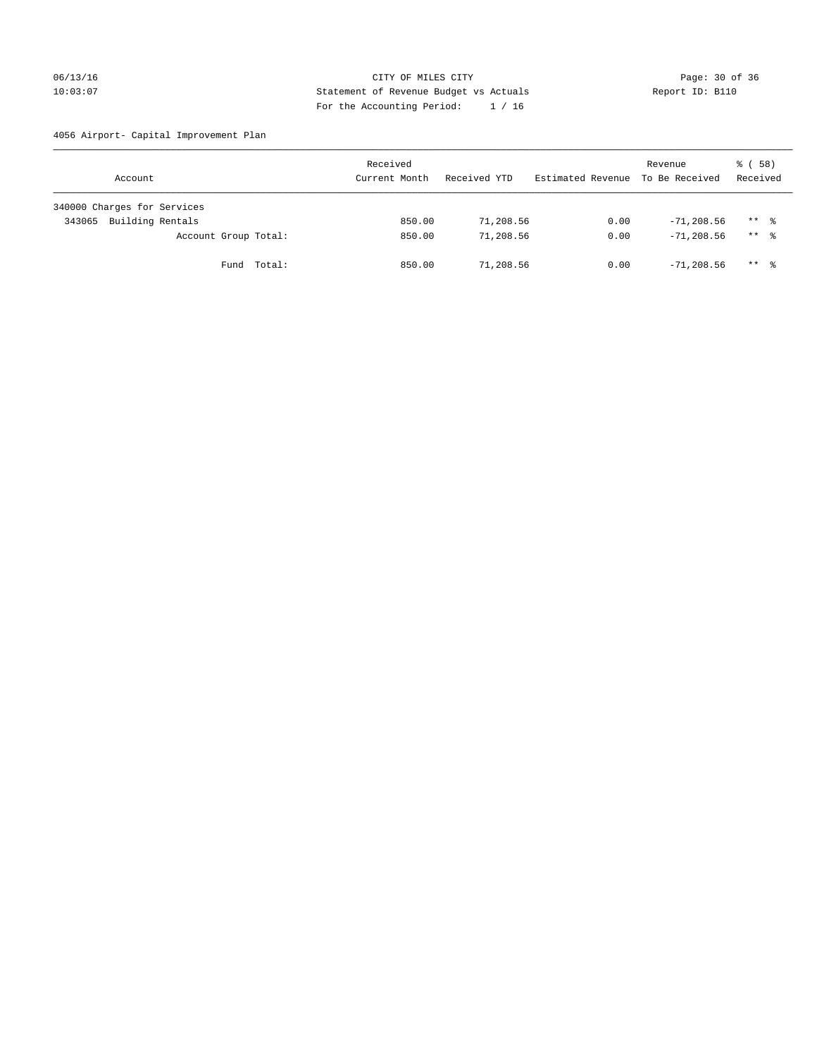CITY OF MILES CITY
Statement of Revenue Budget vs Actuals
For the Accounting Period: 1 / 16

06/13/16
10:03:07

Report ID: B110

4056 Airport- Capital Improvement Plan

| Account | Received Current Month | Received YTD | Estimated Revenue | Revenue To Be Received | % ( 58) Received |
|---|---|---|---|---|---|
| 340000 Charges for Services | | | | | |
| 343065 Building Rentals | 850.00 | 71,208.56 | 0.00 | -71,208.56 | ** % |
| Account Group Total: | 850.00 | 71,208.56 | 0.00 | -71,208.56 | ** % |
| Fund Total: | 850.00 | 71,208.56 | 0.00 | -71,208.56 | ** % |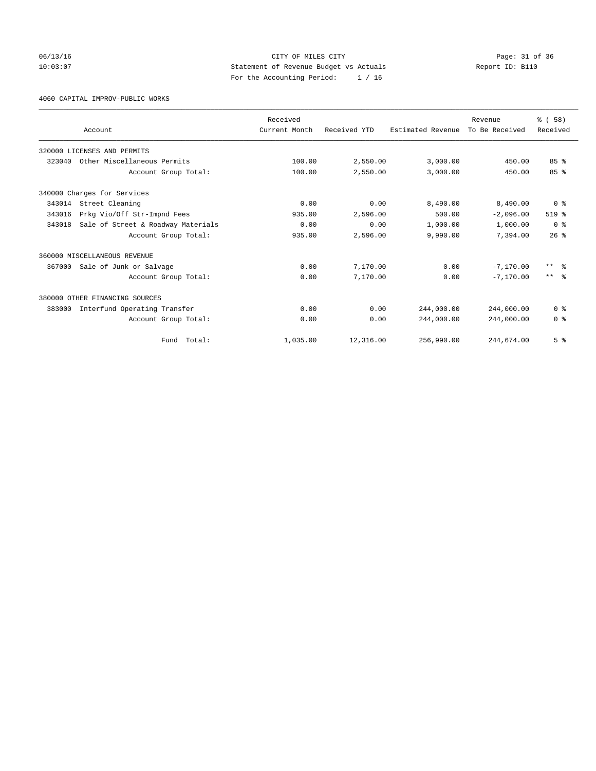CITY OF MILES CITY
Statement of Revenue Budget vs Actuals
For the Accounting Period: 1 / 16

06/13/16
10:03:07

Report ID: B110

4060 CAPITAL IMPROV-PUBLIC WORKS

| Account | Received Current Month | Received YTD | Estimated Revenue | Revenue To Be Received | % ( 58) Received |
|---|---|---|---|---|---|
| 320000 LICENSES AND PERMITS | | | | | |
| 323040 Other Miscellaneous Permits | 100.00 | 2,550.00 | 3,000.00 | 450.00 | 85 % |
| Account Group Total: | 100.00 | 2,550.00 | 3,000.00 | 450.00 | 85 % |
| 340000 Charges for Services | | | | | |
| 343014 Street Cleaning | 0.00 | 0.00 | 8,490.00 | 8,490.00 | 0 % |
| 343016 Prkg Vio/Off Str-Impnd Fees | 935.00 | 2,596.00 | 500.00 | -2,096.00 | 519 % |
| 343018 Sale of Street & Roadway Materials | 0.00 | 0.00 | 1,000.00 | 1,000.00 | 0 % |
| Account Group Total: | 935.00 | 2,596.00 | 9,990.00 | 7,394.00 | 26 % |
| 360000 MISCELLANEOUS REVENUE | | | | | |
| 367000 Sale of Junk or Salvage | 0.00 | 7,170.00 | 0.00 | -7,170.00 | ** % |
| Account Group Total: | 0.00 | 7,170.00 | 0.00 | -7,170.00 | ** % |
| 380000 OTHER FINANCING SOURCES | | | | | |
| 383000 Interfund Operating Transfer | 0.00 | 0.00 | 244,000.00 | 244,000.00 | 0 % |
| Account Group Total: | 0.00 | 0.00 | 244,000.00 | 244,000.00 | 0 % |
| Fund Total: | 1,035.00 | 12,316.00 | 256,990.00 | 244,674.00 | 5 % |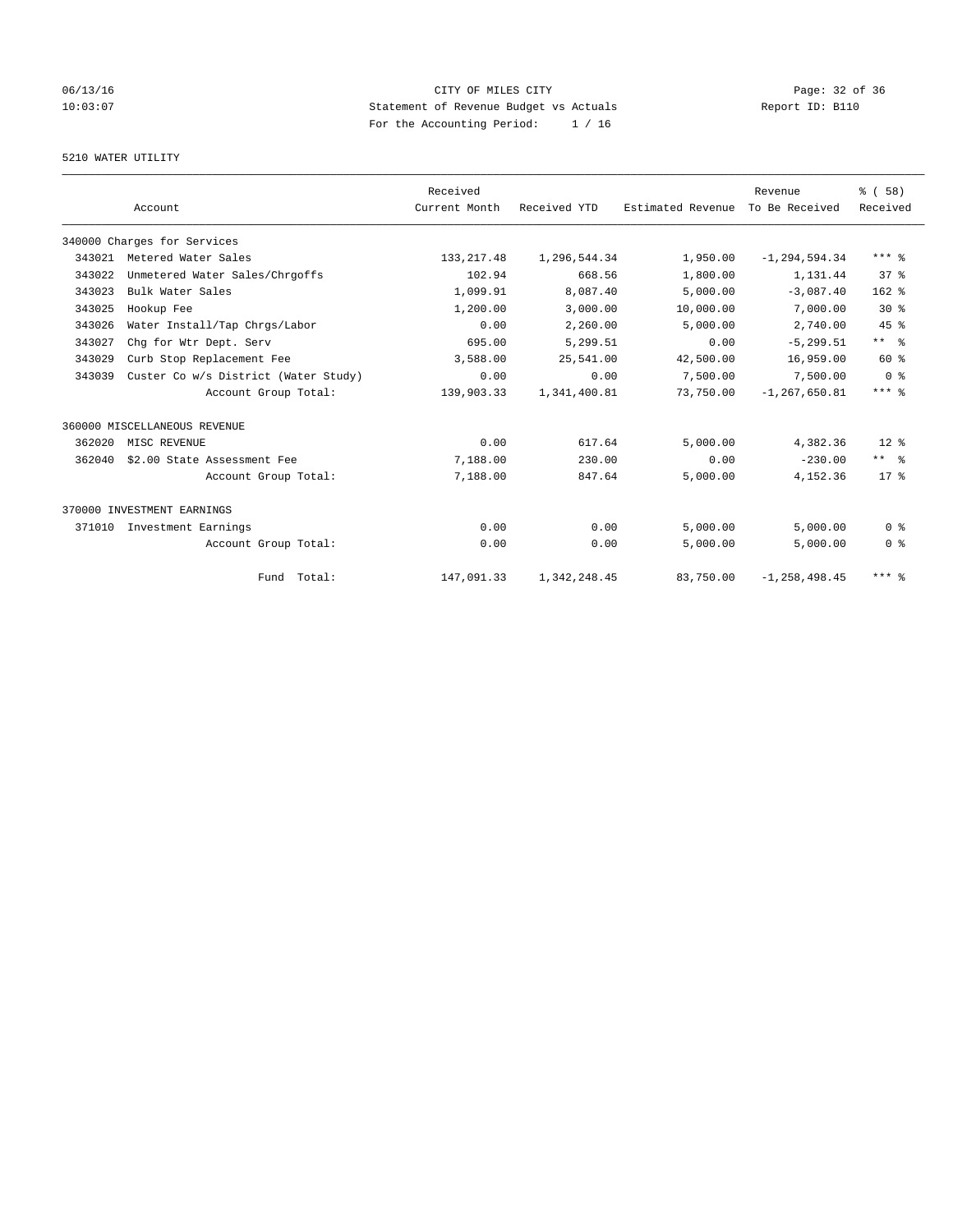06/13/16 CITY OF MILES CITY
10:03:07 Statement of Revenue Budget vs Actuals Report ID: B110
For the Accounting Period: 1 / 16

5210 WATER UTILITY

| Account | | Received Current Month | Received YTD | Estimated Revenue | Revenue To Be Received | % ( 58) Received |
|---|---|---|---|---|---|---|
| 340000 Charges for Services | | | | | | |
| 343021 | Metered Water Sales | 133,217.48 | 1,296,544.34 | 1,950.00 | -1,294,594.34 | *** % |
| 343022 | Unmetered Water Sales/Chrgoffs | 102.94 | 668.56 | 1,800.00 | 1,131.44 | 37 % |
| 343023 | Bulk Water Sales | 1,099.91 | 8,087.40 | 5,000.00 | -3,087.40 | 162 % |
| 343025 | Hookup Fee | 1,200.00 | 3,000.00 | 10,000.00 | 7,000.00 | 30 % |
| 343026 | Water Install/Tap Chrgs/Labor | 0.00 | 2,260.00 | 5,000.00 | 2,740.00 | 45 % |
| 343027 | Chg for Wtr Dept. Serv | 695.00 | 5,299.51 | 0.00 | -5,299.51 | ** % |
| 343029 | Curb Stop Replacement Fee | 3,588.00 | 25,541.00 | 42,500.00 | 16,959.00 | 60 % |
| 343039 | Custer Co w/s District (Water Study) | 0.00 | 0.00 | 7,500.00 | 7,500.00 | 0 % |
| | Account Group Total: | 139,903.33 | 1,341,400.81 | 73,750.00 | -1,267,650.81 | *** % |
| 360000 MISCELLANEOUS REVENUE | | | | | | |
| 362020 | MISC REVENUE | 0.00 | 617.64 | 5,000.00 | 4,382.36 | 12 % |
| 362040 | $2.00 State Assessment Fee | 7,188.00 | 230.00 | 0.00 | -230.00 | ** % |
| | Account Group Total: | 7,188.00 | 847.64 | 5,000.00 | 4,152.36 | 17 % |
| 370000 INVESTMENT EARNINGS | | | | | | |
| 371010 | Investment Earnings | 0.00 | 0.00 | 5,000.00 | 5,000.00 | 0 % |
| | Account Group Total: | 0.00 | 0.00 | 5,000.00 | 5,000.00 | 0 % |
| | Fund Total: | 147,091.33 | 1,342,248.45 | 83,750.00 | -1,258,498.45 | *** % |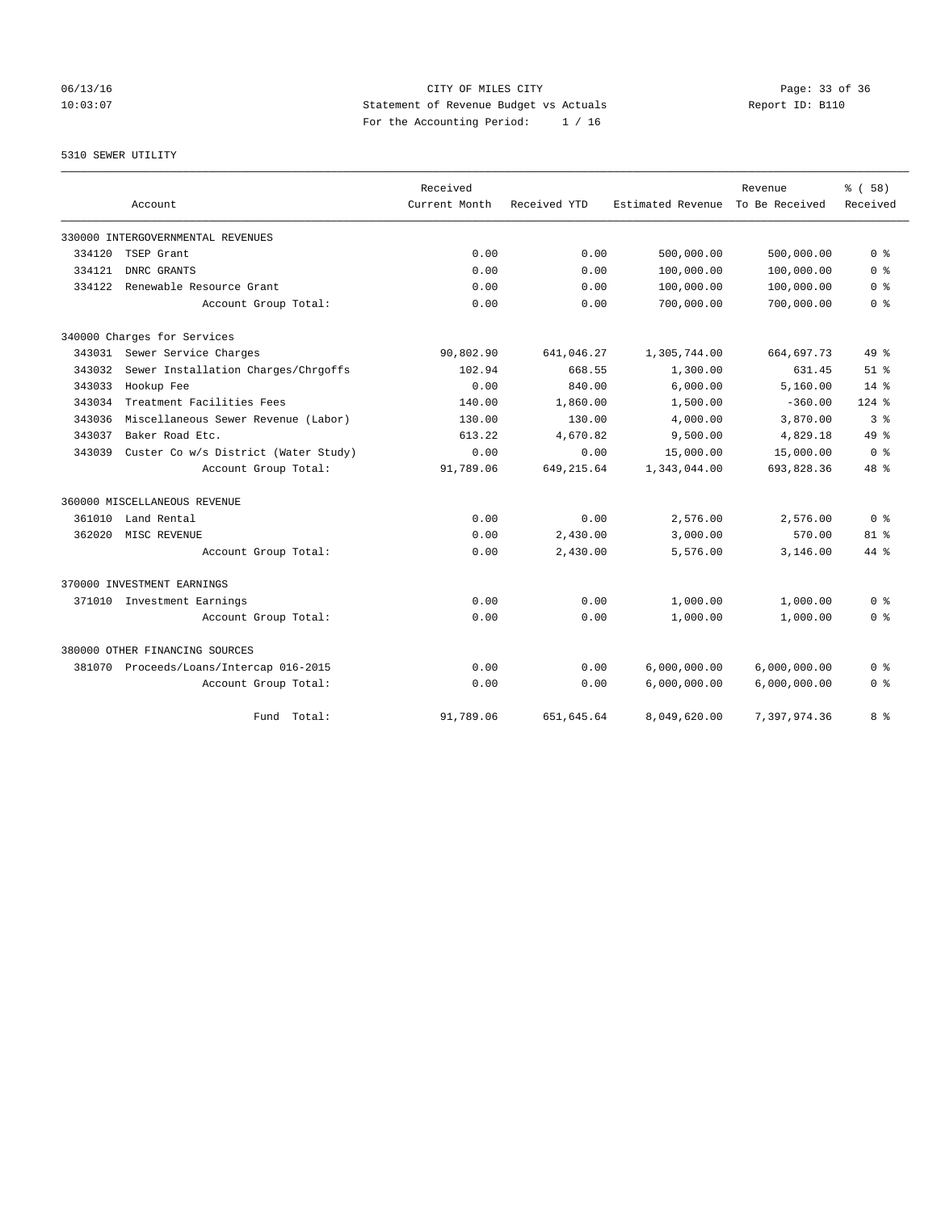CITY OF MILES CITY
Statement of Revenue Budget vs Actuals
For the Accounting Period: 1 / 16

06/13/16
10:03:07

Report ID: B110

5310 SEWER UTILITY

| Account | | Received Current Month | Received YTD | Estimated Revenue | Revenue To Be Received | % ( 58) Received |
|---|---|---|---|---|---|---|
| 330000 INTERGOVERNMENTAL REVENUES | | | | | | |
| 334120 | TSEP Grant | 0.00 | 0.00 | 500,000.00 | 500,000.00 | 0 % |
| 334121 | DNRC GRANTS | 0.00 | 0.00 | 100,000.00 | 100,000.00 | 0 % |
| 334122 | Renewable Resource Grant | 0.00 | 0.00 | 100,000.00 | 100,000.00 | 0 % |
| | Account Group Total: | 0.00 | 0.00 | 700,000.00 | 700,000.00 | 0 % |
| 340000 Charges for Services | | | | | | |
| 343031 | Sewer Service Charges | 90,802.90 | 641,046.27 | 1,305,744.00 | 664,697.73 | 49 % |
| 343032 | Sewer Installation Charges/Chrgoffs | 102.94 | 668.55 | 1,300.00 | 631.45 | 51 % |
| 343033 | Hookup Fee | 0.00 | 840.00 | 6,000.00 | 5,160.00 | 14 % |
| 343034 | Treatment Facilities Fees | 140.00 | 1,860.00 | 1,500.00 | -360.00 | 124 % |
| 343036 | Miscellaneous Sewer Revenue (Labor) | 130.00 | 130.00 | 4,000.00 | 3,870.00 | 3 % |
| 343037 | Baker Road Etc. | 613.22 | 4,670.82 | 9,500.00 | 4,829.18 | 49 % |
| 343039 | Custer Co w/s District (Water Study) | 0.00 | 0.00 | 15,000.00 | 15,000.00 | 0 % |
| | Account Group Total: | 91,789.06 | 649,215.64 | 1,343,044.00 | 693,828.36 | 48 % |
| 360000 MISCELLANEOUS REVENUE | | | | | | |
| 361010 | Land Rental | 0.00 | 0.00 | 2,576.00 | 2,576.00 | 0 % |
| 362020 | MISC REVENUE | 0.00 | 2,430.00 | 3,000.00 | 570.00 | 81 % |
| | Account Group Total: | 0.00 | 2,430.00 | 5,576.00 | 3,146.00 | 44 % |
| 370000 INVESTMENT EARNINGS | | | | | | |
| 371010 | Investment Earnings | 0.00 | 0.00 | 1,000.00 | 1,000.00 | 0 % |
| | Account Group Total: | 0.00 | 0.00 | 1,000.00 | 1,000.00 | 0 % |
| 380000 OTHER FINANCING SOURCES | | | | | | |
| 381070 | Proceeds/Loans/Intercap 016-2015 | 0.00 | 0.00 | 6,000,000.00 | 6,000,000.00 | 0 % |
| | Account Group Total: | 0.00 | 0.00 | 6,000,000.00 | 6,000,000.00 | 0 % |
| | Fund Total: | 91,789.06 | 651,645.64 | 8,049,620.00 | 7,397,974.36 | 8 % |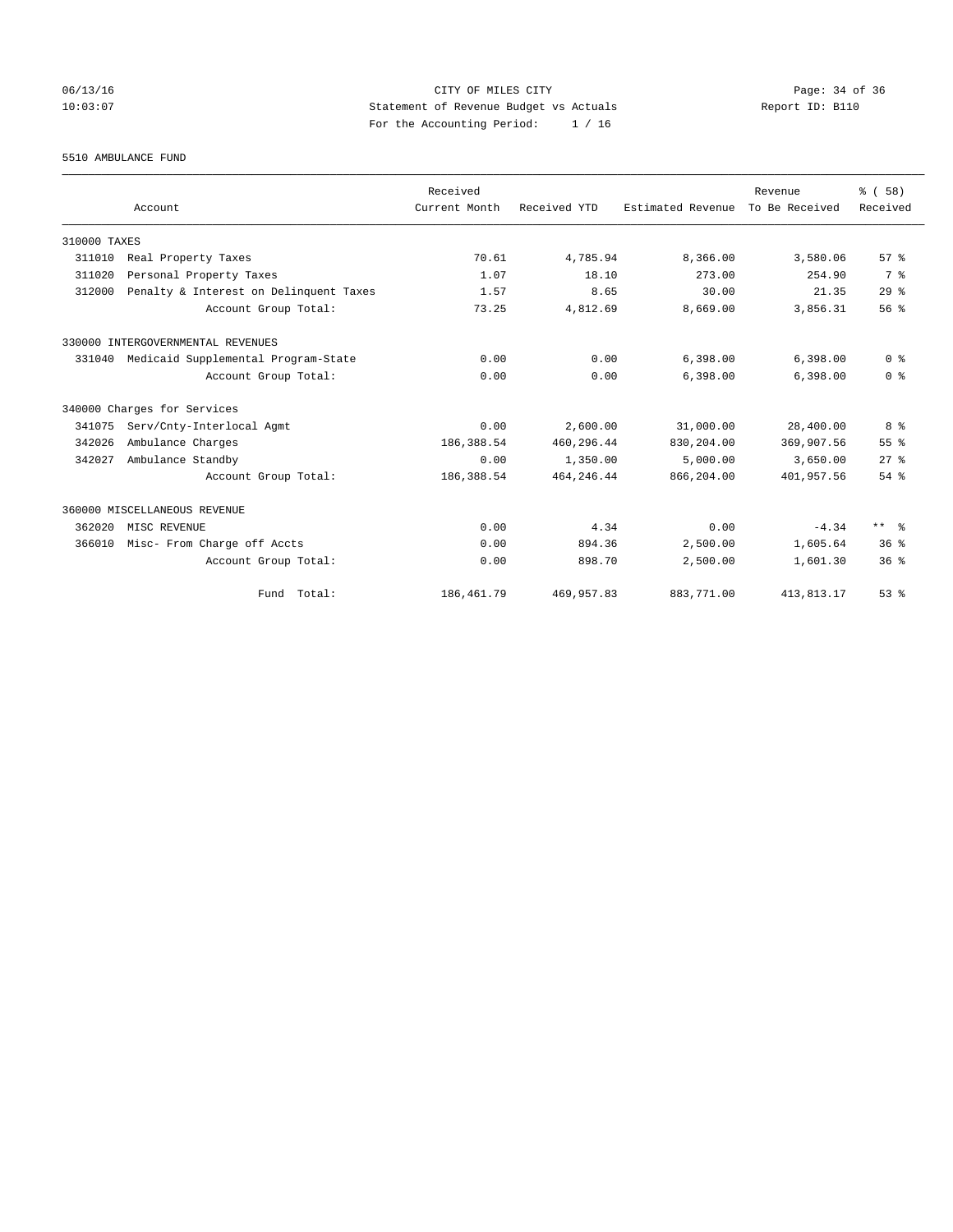CITY OF MILES CITY
Statement of Revenue Budget vs Actuals
For the Accounting Period: 1 / 16

06/13/16
10:03:07

Report ID: B110

5510 AMBULANCE FUND

| Account | Received Current Month | Received YTD | Estimated Revenue | Revenue To Be Received | % ( 58) Received |
|---|---|---|---|---|---|
| 310000 TAXES | | | | | |
| 311010 Real Property Taxes | 70.61 | 4,785.94 | 8,366.00 | 3,580.06 | 57 % |
| 311020 Personal Property Taxes | 1.07 | 18.10 | 273.00 | 254.90 | 7 % |
| 312000 Penalty & Interest on Delinquent Taxes | 1.57 | 8.65 | 30.00 | 21.35 | 29 % |
| Account Group Total: | 73.25 | 4,812.69 | 8,669.00 | 3,856.31 | 56 % |
| 330000 INTERGOVERNMENTAL REVENUES | | | | | |
| 331040 Medicaid Supplemental Program-State | 0.00 | 0.00 | 6,398.00 | 6,398.00 | 0 % |
| Account Group Total: | 0.00 | 0.00 | 6,398.00 | 6,398.00 | 0 % |
| 340000 Charges for Services | | | | | |
| 341075 Serv/Cnty-Interlocal Agmt | 0.00 | 2,600.00 | 31,000.00 | 28,400.00 | 8 % |
| 342026 Ambulance Charges | 186,388.54 | 460,296.44 | 830,204.00 | 369,907.56 | 55 % |
| 342027 Ambulance Standby | 0.00 | 1,350.00 | 5,000.00 | 3,650.00 | 27 % |
| Account Group Total: | 186,388.54 | 464,246.44 | 866,204.00 | 401,957.56 | 54 % |
| 360000 MISCELLANEOUS REVENUE | | | | | |
| 362020 MISC REVENUE | 0.00 | 4.34 | 0.00 | -4.34 | ** % |
| 366010 Misc- From Charge off Accts | 0.00 | 894.36 | 2,500.00 | 1,605.64 | 36 % |
| Account Group Total: | 0.00 | 898.70 | 2,500.00 | 1,601.30 | 36 % |
| Fund Total: | 186,461.79 | 469,957.83 | 883,771.00 | 413,813.17 | 53 % |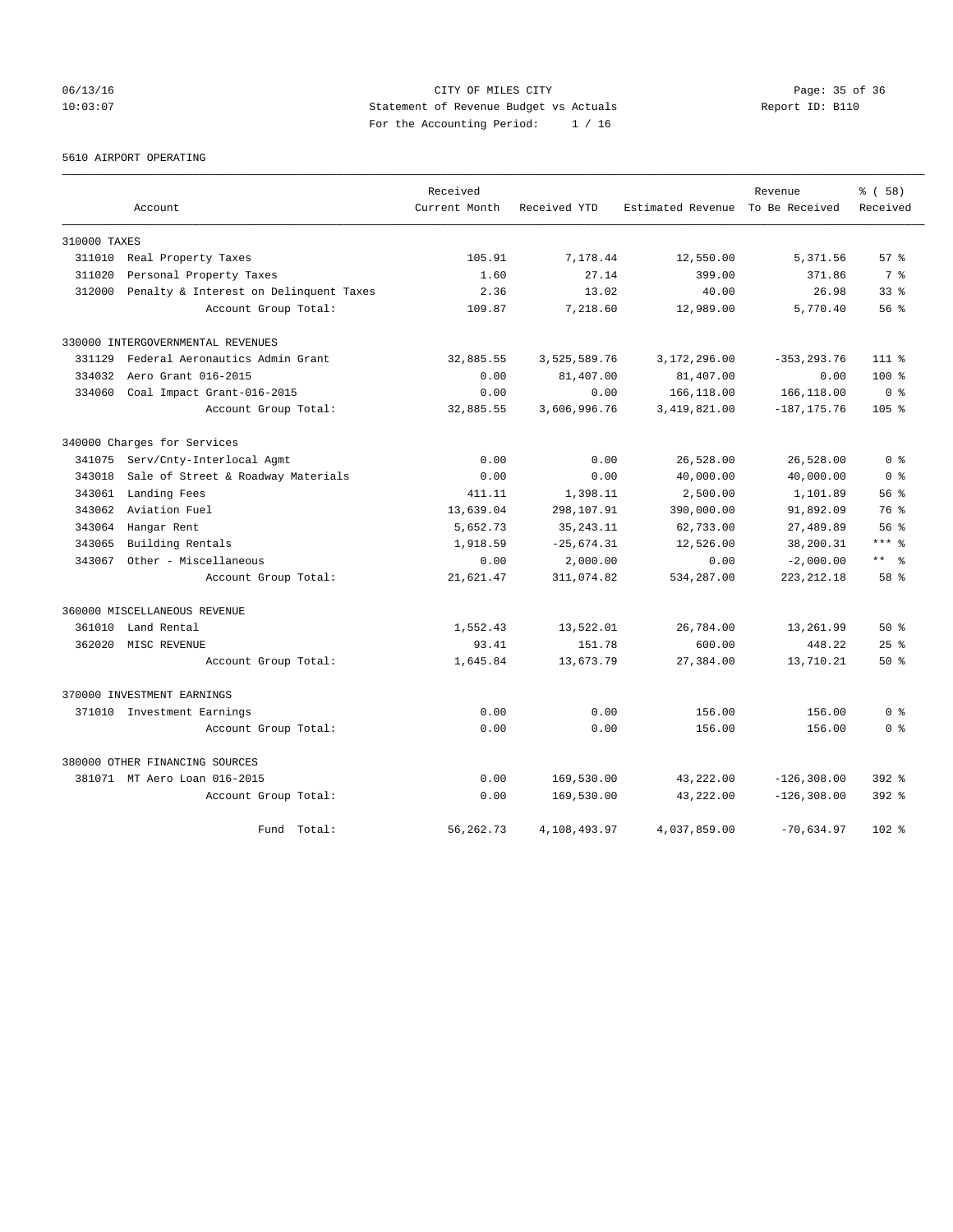CITY OF MILES CITY
Statement of Revenue Budget vs Actuals
For the Accounting Period: 1 / 16

06/13/16
10:03:07

Report ID: B110

5610 AIRPORT OPERATING

| Account | Received Current Month | Received YTD | Estimated Revenue | Revenue To Be Received | % ( 58) Received |
|---|---|---|---|---|---|
| **310000 TAXES** | | | | | |
| 311010 Real Property Taxes | 105.91 | 7,178.44 | 12,550.00 | 5,371.56 | 57 % |
| 311020 Personal Property Taxes | 1.60 | 27.14 | 399.00 | 371.86 | 7 % |
| 312000 Penalty & Interest on Delinquent Taxes | 2.36 | 13.02 | 40.00 | 26.98 | 33 % |
| Account Group Total: | 109.87 | 7,218.60 | 12,989.00 | 5,770.40 | 56 % |
| **330000 INTERGOVERNMENTAL REVENUES** | | | | | |
| 331129 Federal Aeronautics Admin Grant | 32,885.55 | 3,525,589.76 | 3,172,296.00 | -353,293.76 | 111 % |
| 334032 Aero Grant 016-2015 | 0.00 | 81,407.00 | 81,407.00 | 0.00 | 100 % |
| 334060 Coal Impact Grant-016-2015 | 0.00 | 0.00 | 166,118.00 | 166,118.00 | 0 % |
| Account Group Total: | 32,885.55 | 3,606,996.76 | 3,419,821.00 | -187,175.76 | 105 % |
| **340000 Charges for Services** | | | | | |
| 341075 Serv/Cnty-Interlocal Agmt | 0.00 | 0.00 | 26,528.00 | 26,528.00 | 0 % |
| 343018 Sale of Street & Roadway Materials | 0.00 | 0.00 | 40,000.00 | 40,000.00 | 0 % |
| 343061 Landing Fees | 411.11 | 1,398.11 | 2,500.00 | 1,101.89 | 56 % |
| 343062 Aviation Fuel | 13,639.04 | 298,107.91 | 390,000.00 | 91,892.09 | 76 % |
| 343064 Hangar Rent | 5,652.73 | 35,243.11 | 62,733.00 | 27,489.89 | 56 % |
| 343065 Building Rentals | 1,918.59 | -25,674.31 | 12,526.00 | 38,200.31 | *** % |
| 343067 Other - Miscellaneous | 0.00 | 2,000.00 | 0.00 | -2,000.00 | ** % |
| Account Group Total: | 21,621.47 | 311,074.82 | 534,287.00 | 223,212.18 | 58 % |
| **360000 MISCELLANEOUS REVENUE** | | | | | |
| 361010 Land Rental | 1,552.43 | 13,522.01 | 26,784.00 | 13,261.99 | 50 % |
| 362020 MISC REVENUE | 93.41 | 151.78 | 600.00 | 448.22 | 25 % |
| Account Group Total: | 1,645.84 | 13,673.79 | 27,384.00 | 13,710.21 | 50 % |
| **370000 INVESTMENT EARNINGS** | | | | | |
| 371010 Investment Earnings | 0.00 | 0.00 | 156.00 | 156.00 | 0 % |
| Account Group Total: | 0.00 | 0.00 | 156.00 | 156.00 | 0 % |
| **380000 OTHER FINANCING SOURCES** | | | | | |
| 381071 MT Aero Loan 016-2015 | 0.00 | 169,530.00 | 43,222.00 | -126,308.00 | 392 % |
| Account Group Total: | 0.00 | 169,530.00 | 43,222.00 | -126,308.00 | 392 % |
| Fund Total: | 56,262.73 | 4,108,493.97 | 4,037,859.00 | -70,634.97 | 102 % |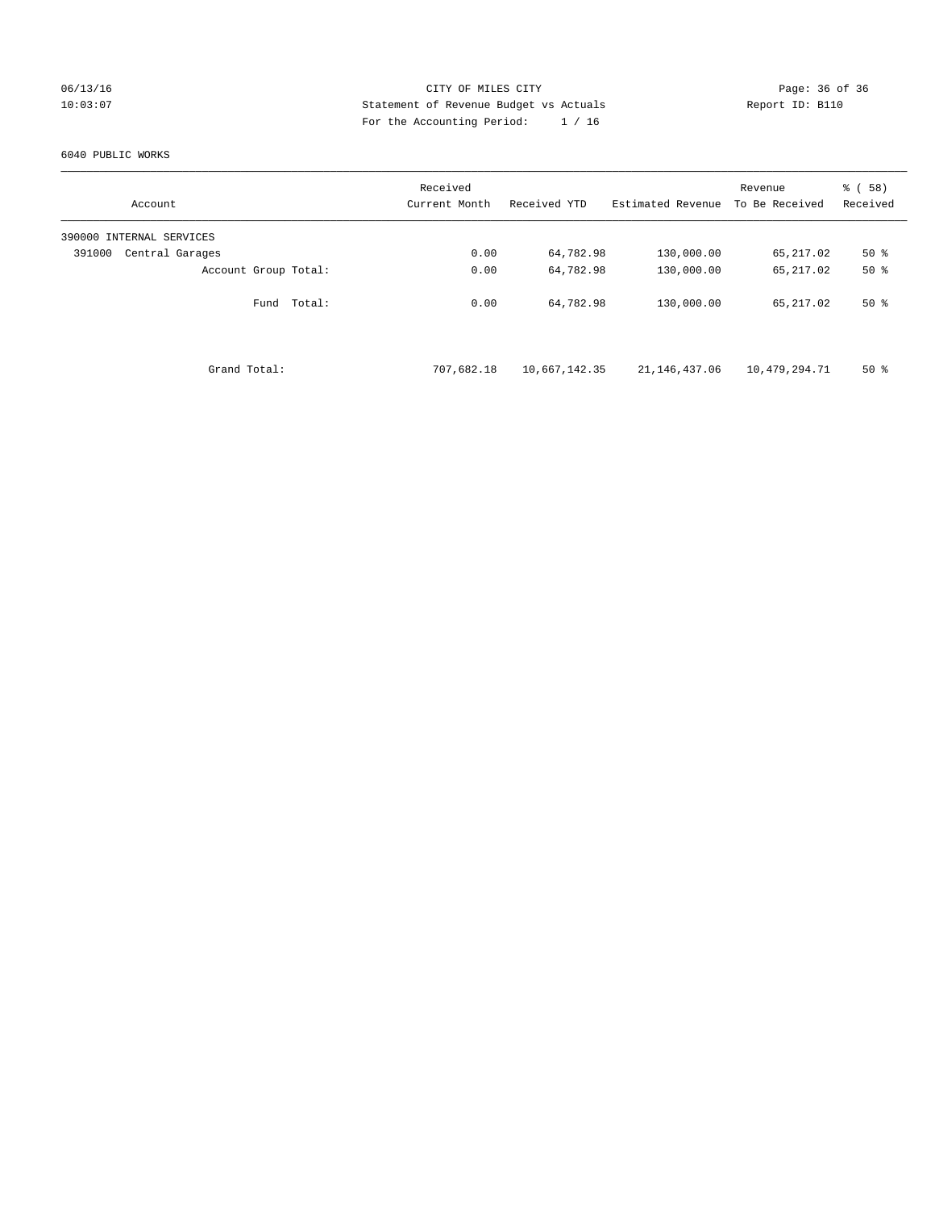CITY OF MILES CITY

Statement of Revenue Budget vs Actuals

For the Accounting Period: 1 / 16

06/13/16
10:03:07

Report ID: B110

6040 PUBLIC WORKS

| Account | Received Current Month | Received YTD | Estimated Revenue | Revenue To Be Received | % ( 58) Received |
|---|---|---|---|---|---|
| 390000 INTERNAL SERVICES | | | | | |
| 391000 Central Garages | 0.00 | 64,782.98 | 130,000.00 | 65,217.02 | 50 % |
| Account Group Total: | 0.00 | 64,782.98 | 130,000.00 | 65,217.02 | 50 % |
| Fund Total: | 0.00 | 64,782.98 | 130,000.00 | 65,217.02 | 50 % |
| Grand Total: | 707,682.18 | 10,667,142.35 | 21,146,437.06 | 10,479,294.71 | 50 % |